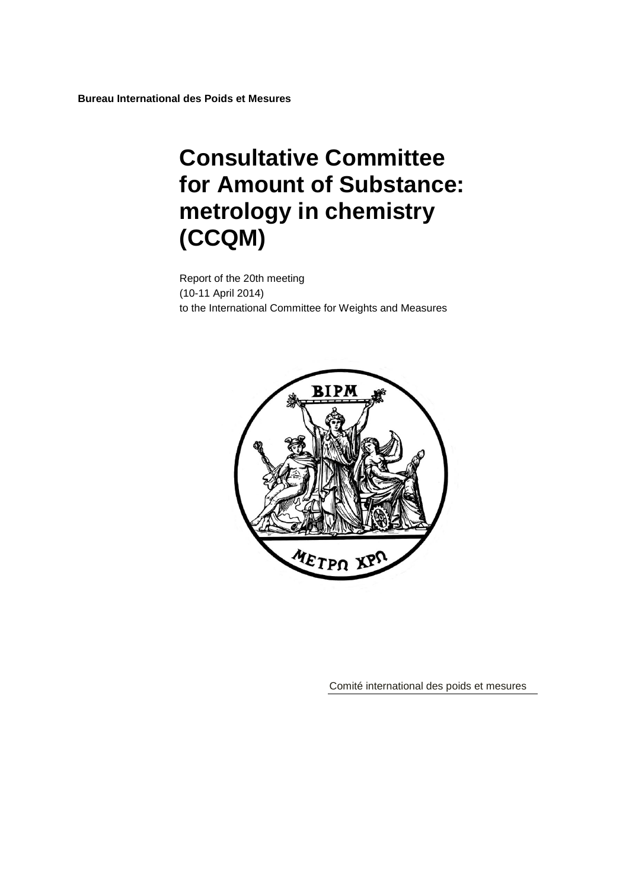**Bureau International des Poids et Mesures**

# Consultative Committee for Amount of Substance: metrology in chemistry (CCQM)

Report of the 20th meeting
(10-11 April 2014)
to the International Committee for Weights and Measures

Comité international des poids et mesures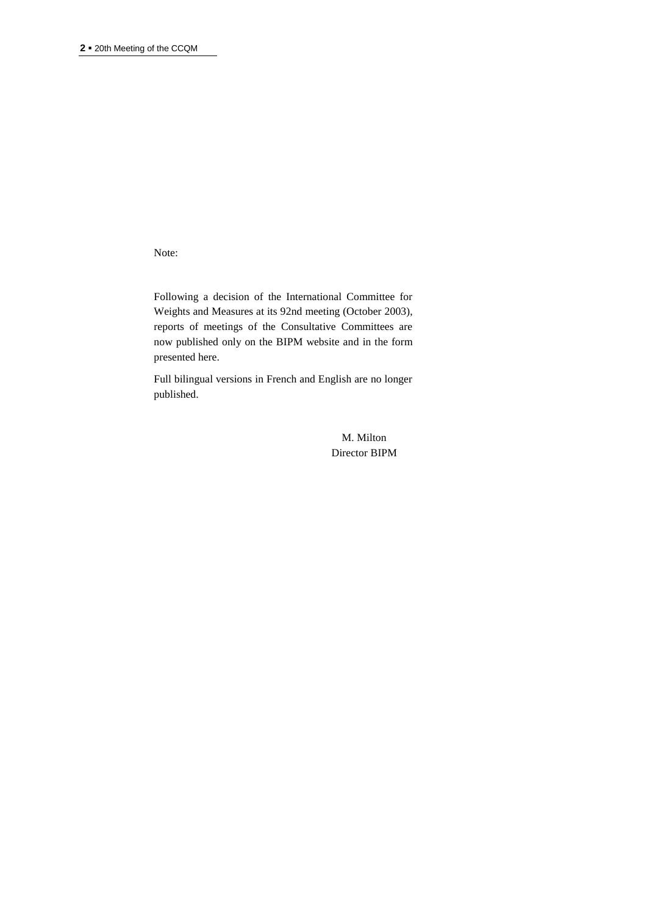Note:

Following a decision of the International Committee for Weights and Measures at its 92nd meeting (October 2003), reports of meetings of the Consultative Committees are now published only on the BIPM website and in the form presented here.

Full bilingual versions in French and English are no longer published.

M. Milton
Director BIPM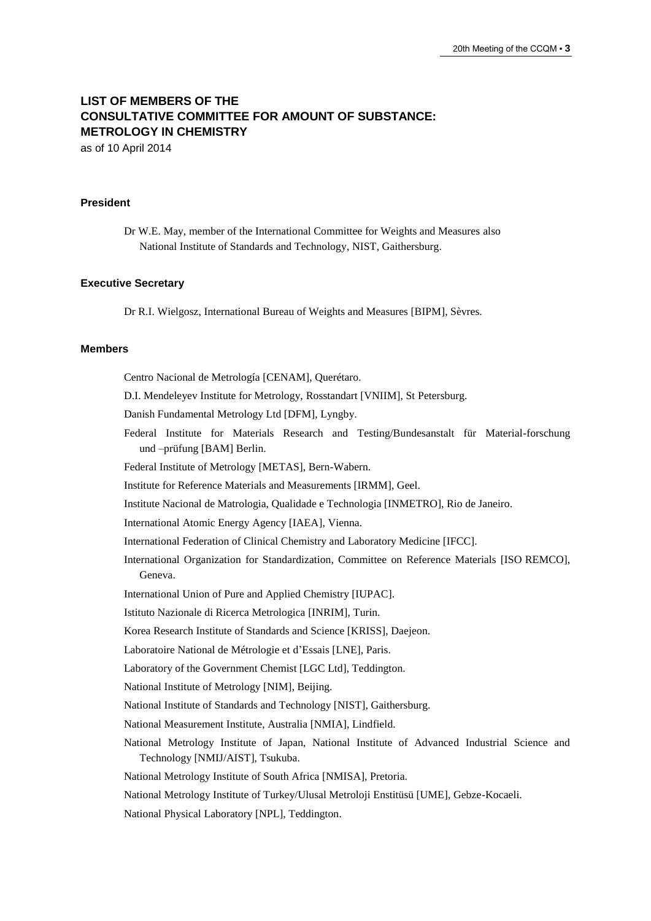# LIST OF MEMBERS OF THE CONSULTATIVE COMMITTEE FOR AMOUNT OF SUBSTANCE: METROLOGY IN CHEMISTRY

as of 10 April 2014

### President

Dr W.E. May, member of the International Committee for Weights and Measures also National Institute of Standards and Technology, NIST, Gaithersburg.

### Executive Secretary

Dr R.I. Wielgosz, International Bureau of Weights and Measures [BIPM], Sèvres.

### Members

Centro Nacional de Metrología [CENAM], Querétaro.

D.I. Mendeleyev Institute for Metrology, Rosstandart [VNIIM], St Petersburg.

Danish Fundamental Metrology Ltd [DFM], Lyngby.

Federal Institute for Materials Research and Testing/Bundesanstalt für Material-forschung und –prüfung [BAM] Berlin.

Federal Institute of Metrology [METAS], Bern-Wabern.

Institute for Reference Materials and Measurements [IRMM], Geel.

Institute Nacional de Matrologia, Qualidade e Technologia [INMETRO], Rio de Janeiro.

International Atomic Energy Agency [IAEA], Vienna.

International Federation of Clinical Chemistry and Laboratory Medicine [IFCC].

International Organization for Standardization, Committee on Reference Materials [ISO REMCO], Geneva.

International Union of Pure and Applied Chemistry [IUPAC].

Istituto Nazionale di Ricerca Metrologica [INRIM], Turin.

Korea Research Institute of Standards and Science [KRISS], Daejeon.

Laboratoire National de Métrologie et d'Essais [LNE], Paris.

Laboratory of the Government Chemist [LGC Ltd], Teddington.

National Institute of Metrology [NIM], Beijing.

National Institute of Standards and Technology [NIST], Gaithersburg.

National Measurement Institute, Australia [NMIA], Lindfield.

National Metrology Institute of Japan, National Institute of Advanced Industrial Science and Technology [NMIJ/AIST], Tsukuba.

National Metrology Institute of South Africa [NMISA], Pretoria.

National Metrology Institute of Turkey/Ulusal Metroloji Enstitüsü [UME], Gebze-Kocaeli.

National Physical Laboratory [NPL], Teddington.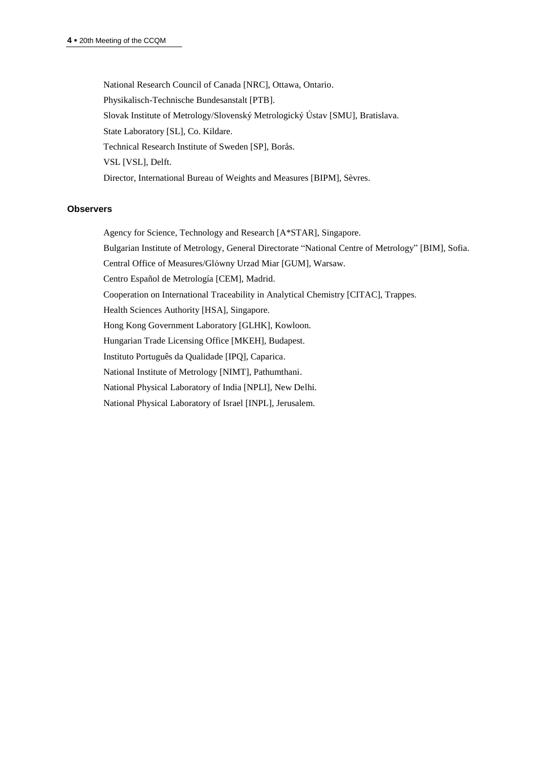National Research Council of Canada [NRC], Ottawa, Ontario.

Physikalisch-Technische Bundesanstalt [PTB].

Slovak Institute of Metrology/Slovenský Metrologický Ústav [SMU], Bratislava.

State Laboratory [SL], Co. Kildare.

Technical Research Institute of Sweden [SP], Borås.

VSL [VSL], Delft.

Director, International Bureau of Weights and Measures [BIPM], Sèvres.

**Observers**

Agency for Science, Technology and Research [A*STAR], Singapore.

Bulgarian Institute of Metrology, General Directorate "National Centre of Metrology" [BIM], Sofia.

Central Office of Measures/Glόwny Urzad Miar [GUM], Warsaw.

Centro Español de Metrología [CEM], Madrid.

Cooperation on International Traceability in Analytical Chemistry [CITAC], Trappes.

Health Sciences Authority [HSA], Singapore.

Hong Kong Government Laboratory [GLHK], Kowloon.

Hungarian Trade Licensing Office [MKEH], Budapest.

Instituto Português da Qualidade [IPQ], Caparica.

National Institute of Metrology [NIMT], Pathumthani.

National Physical Laboratory of India [NPLI], New Delhi.

National Physical Laboratory of Israel [INPL], Jerusalem.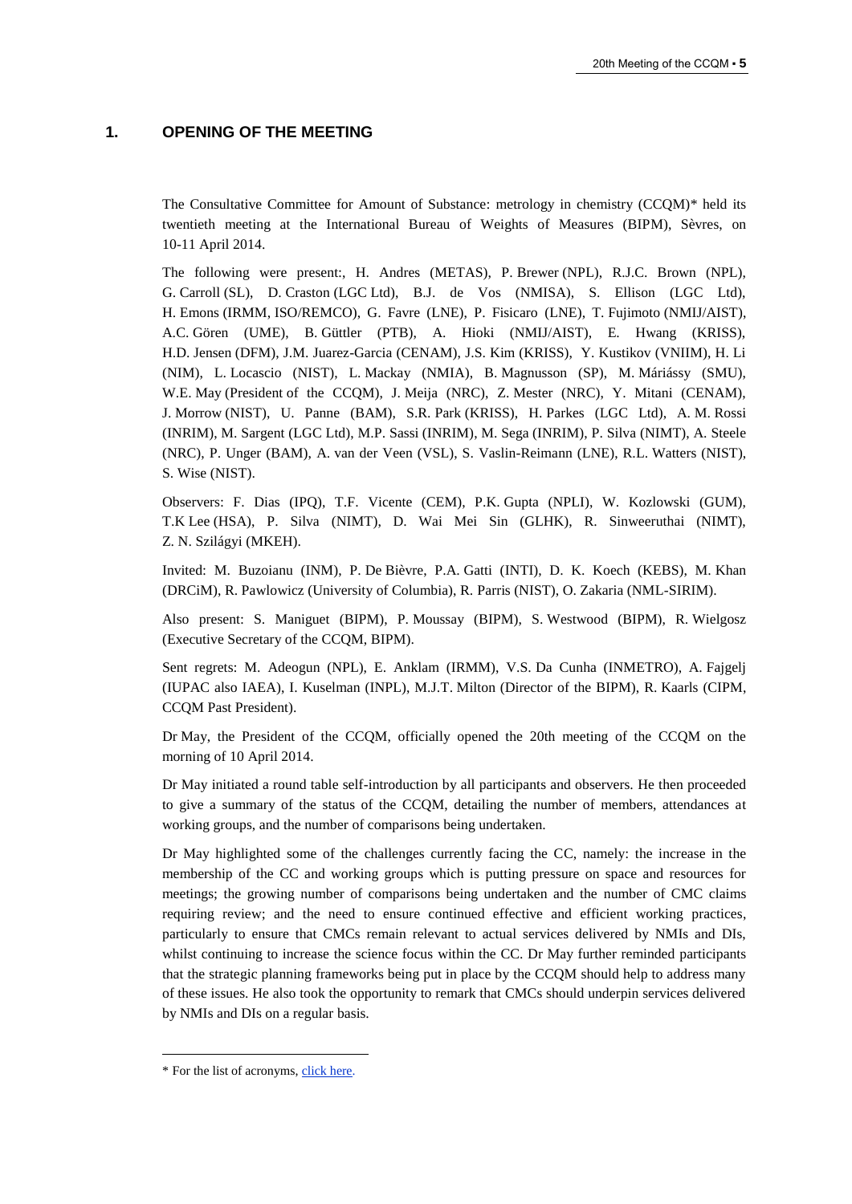## 1. OPENING OF THE MEETING

The Consultative Committee for Amount of Substance: metrology in chemistry (CCQM)* held its twentieth meeting at the International Bureau of Weights of Measures (BIPM), Sèvres, on 10-11 April 2014.

The following were present:, H. Andres (METAS), P. Brewer (NPL), R.J.C. Brown (NPL), G. Carroll (SL), D. Craston (LGC Ltd), B.J. de Vos (NMISA), S. Ellison (LGC Ltd), H. Emons (IRMM, ISO/REMCO), G. Favre (LNE), P. Fisicaro (LNE), T. Fujimoto (NMIJ/AIST), A.C. Gören (UME), B. Güttler (PTB), A. Hioki (NMIJ/AIST), E. Hwang (KRISS), H.D. Jensen (DFM), J.M. Juarez-Garcia (CENAM), J.S. Kim (KRISS), Y. Kustikov (VNIIM), H. Li (NIM), L. Locascio (NIST), L. Mackay (NMIA), B. Magnusson (SP), M. Máriássy (SMU), W.E. May (President of the CCQM), J. Meija (NRC), Z. Mester (NRC), Y. Mitani (CENAM), J. Morrow (NIST), U. Panne (BAM), S.R. Park (KRISS), H. Parkes (LGC Ltd), A. M. Rossi (INRIM), M. Sargent (LGC Ltd), M.P. Sassi (INRIM), M. Sega (INRIM), P. Silva (NIMT), A. Steele (NRC), P. Unger (BAM), A. van der Veen (VSL), S. Vaslin-Reimann (LNE), R.L. Watters (NIST), S. Wise (NIST).

Observers: F. Dias (IPQ), T.F. Vicente (CEM), P.K. Gupta (NPLI), W. Kozlowski (GUM), T.K Lee (HSA), P. Silva (NIMT), D. Wai Mei Sin (GLHK), R. Sinweeruthai (NIMT), Z. N. Szilágyi (MKEH).

Invited: M. Buzoianu (INM), P. De Bièvre, P.A. Gatti (INTI), D. K. Koech (KEBS), M. Khan (DRCiM), R. Pawlowicz (University of Columbia), R. Parris (NIST), O. Zakaria (NML-SIRIM).

Also present: S. Maniguet (BIPM), P. Moussay (BIPM), S. Westwood (BIPM), R. Wielgosz (Executive Secretary of the CCQM, BIPM).

Sent regrets: M. Adeogun (NPL), E. Anklam (IRMM), V.S. Da Cunha (INMETRO), A. Fajgelj (IUPAC also IAEA), I. Kuselman (INPL), M.J.T. Milton (Director of the BIPM), R. Kaarls (CIPM, CCQM Past President).

Dr May, the President of the CCQM, officially opened the 20th meeting of the CCQM on the morning of 10 April 2014.

Dr May initiated a round table self-introduction by all participants and observers. He then proceeded to give a summary of the status of the CCQM, detailing the number of members, attendances at working groups, and the number of comparisons being undertaken.

Dr May highlighted some of the challenges currently facing the CC, namely: the increase in the membership of the CC and working groups which is putting pressure on space and resources for meetings; the growing number of comparisons being undertaken and the number of CMC claims requiring review; and the need to ensure continued effective and efficient working practices, particularly to ensure that CMCs remain relevant to actual services delivered by NMIs and DIs, whilst continuing to increase the science focus within the CC. Dr May further reminded participants that the strategic planning frameworks being put in place by the CCQM should help to address many of these issues. He also took the opportunity to remark that CMCs should underpin services delivered by NMIs and DIs on a regular basis.

* For the list of acronyms, click here.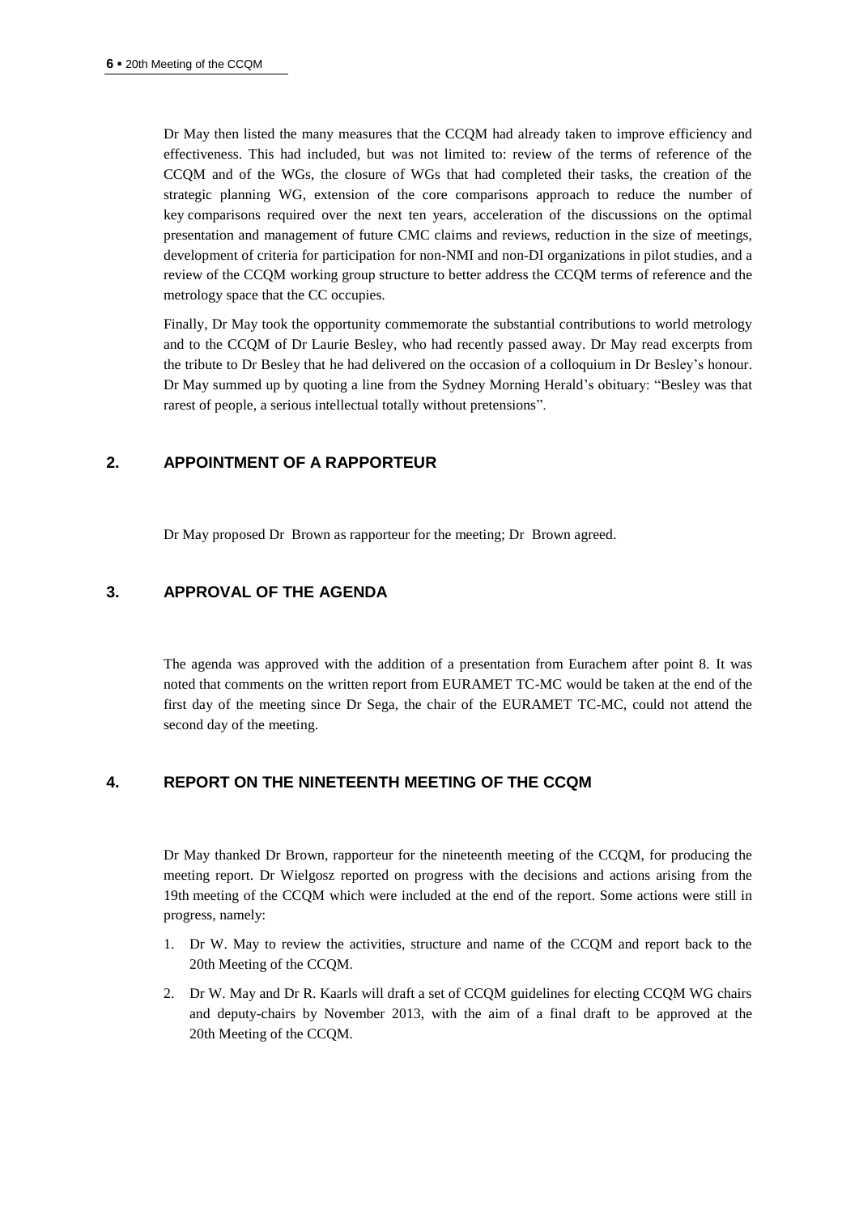Dr May then listed the many measures that the CCQM had already taken to improve efficiency and effectiveness. This had included, but was not limited to: review of the terms of reference of the CCQM and of the WGs, the closure of WGs that had completed their tasks, the creation of the strategic planning WG, extension of the core comparisons approach to reduce the number of key comparisons required over the next ten years, acceleration of the discussions on the optimal presentation and management of future CMC claims and reviews, reduction in the size of meetings, development of criteria for participation for non-NMI and non-DI organizations in pilot studies, and a review of the CCQM working group structure to better address the CCQM terms of reference and the metrology space that the CC occupies.

Finally, Dr May took the opportunity commemorate the substantial contributions to world metrology and to the CCQM of Dr Laurie Besley, who had recently passed away. Dr May read excerpts from the tribute to Dr Besley that he had delivered on the occasion of a colloquium in Dr Besley's honour. Dr May summed up by quoting a line from the Sydney Morning Herald's obituary: "Besley was that rarest of people, a serious intellectual totally without pretensions".

## 2. APPOINTMENT OF A RAPPORTEUR

Dr May proposed Dr Brown as rapporteur for the meeting; Dr Brown agreed.

## 3. APPROVAL OF THE AGENDA

The agenda was approved with the addition of a presentation from Eurachem after point 8. It was noted that comments on the written report from EURAMET TC-MC would be taken at the end of the first day of the meeting since Dr Sega, the chair of the EURAMET TC-MC, could not attend the second day of the meeting.

## 4. REPORT ON THE NINETEENTH MEETING OF THE CCQM

Dr May thanked Dr Brown, rapporteur for the nineteenth meeting of the CCQM, for producing the meeting report. Dr Wielgosz reported on progress with the decisions and actions arising from the 19th meeting of the CCQM which were included at the end of the report. Some actions were still in progress, namely:

1. Dr W. May to review the activities, structure and name of the CCQM and report back to the 20th Meeting of the CCQM.
2. Dr W. May and Dr R. Kaarls will draft a set of CCQM guidelines for electing CCQM WG chairs and deputy-chairs by November 2013, with the aim of a final draft to be approved at the 20th Meeting of the CCQM.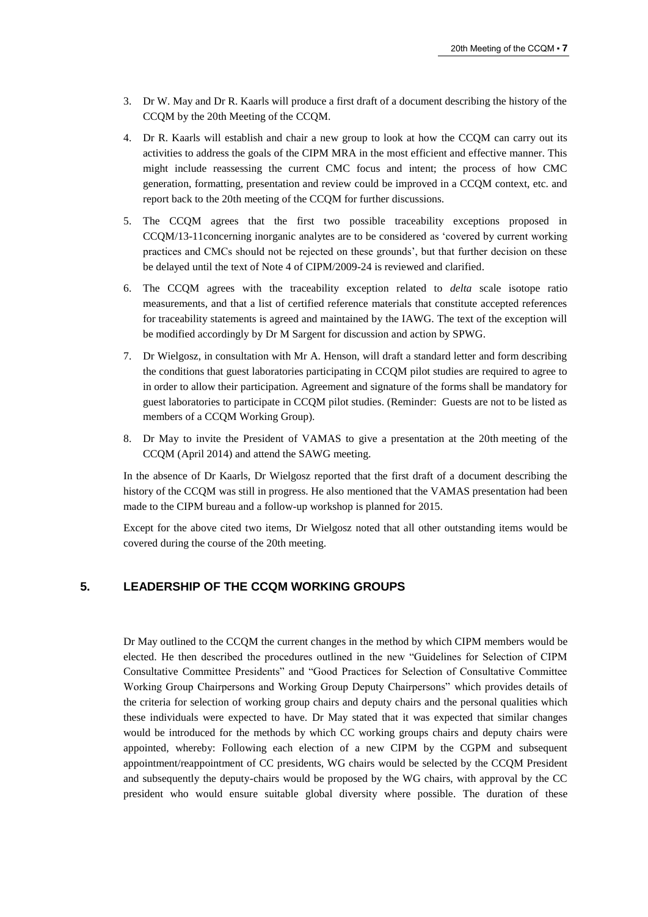3. Dr W. May and Dr R. Kaarls will produce a first draft of a document describing the history of the CCQM by the 20th Meeting of the CCQM.
4. Dr R. Kaarls will establish and chair a new group to look at how the CCQM can carry out its activities to address the goals of the CIPM MRA in the most efficient and effective manner. This might include reassessing the current CMC focus and intent; the process of how CMC generation, formatting, presentation and review could be improved in a CCQM context, etc. and report back to the 20th meeting of the CCQM for further discussions.
5. The CCQM agrees that the first two possible traceability exceptions proposed in CCQM/13-11concerning inorganic analytes are to be considered as 'covered by current working practices and CMCs should not be rejected on these grounds', but that further decision on these be delayed until the text of Note 4 of CIPM/2009-24 is reviewed and clarified.
6. The CCQM agrees with the traceability exception related to *delta* scale isotope ratio measurements, and that a list of certified reference materials that constitute accepted references for traceability statements is agreed and maintained by the IAWG. The text of the exception will be modified accordingly by Dr M Sargent for discussion and action by SPWG.
7. Dr Wielgosz, in consultation with Mr A. Henson, will draft a standard letter and form describing the conditions that guest laboratories participating in CCQM pilot studies are required to agree to in order to allow their participation. Agreement and signature of the forms shall be mandatory for guest laboratories to participate in CCQM pilot studies. (Reminder: Guests are not to be listed as members of a CCQM Working Group).
8. Dr May to invite the President of VAMAS to give a presentation at the 20th meeting of the CCQM (April 2014) and attend the SAWG meeting.

In the absence of Dr Kaarls, Dr Wielgosz reported that the first draft of a document describing the history of the CCQM was still in progress. He also mentioned that the VAMAS presentation had been made to the CIPM bureau and a follow-up workshop is planned for 2015.

Except for the above cited two items, Dr Wielgosz noted that all other outstanding items would be covered during the course of the 20th meeting.

## 5. LEADERSHIP OF THE CCQM WORKING GROUPS

Dr May outlined to the CCQM the current changes in the method by which CIPM members would be elected. He then described the procedures outlined in the new "Guidelines for Selection of CIPM Consultative Committee Presidents" and "Good Practices for Selection of Consultative Committee Working Group Chairpersons and Working Group Deputy Chairpersons" which provides details of the criteria for selection of working group chairs and deputy chairs and the personal qualities which these individuals were expected to have. Dr May stated that it was expected that similar changes would be introduced for the methods by which CC working groups chairs and deputy chairs were appointed, whereby: Following each election of a new CIPM by the CGPM and subsequent appointment/reappointment of CC presidents, WG chairs would be selected by the CCQM President and subsequently the deputy-chairs would be proposed by the WG chairs, with approval by the CC president who would ensure suitable global diversity where possible. The duration of these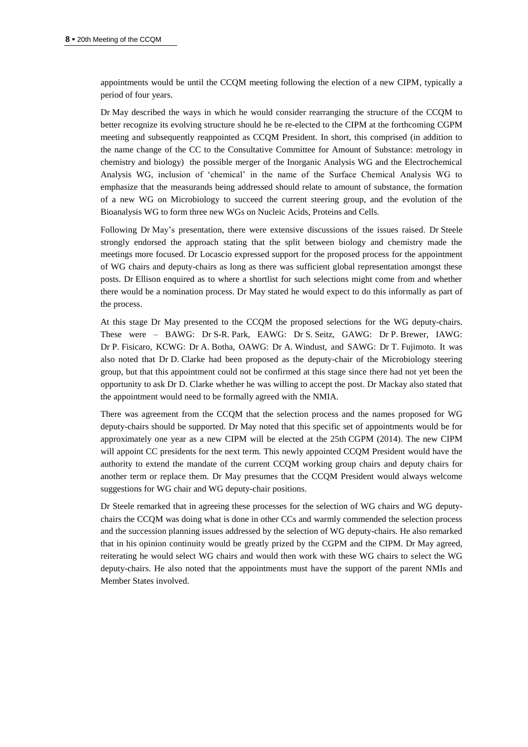appointments would be until the CCQM meeting following the election of a new CIPM, typically a period of four years.

Dr May described the ways in which he would consider rearranging the structure of the CCQM to better recognize its evolving structure should he be re-elected to the CIPM at the forthcoming CGPM meeting and subsequently reappointed as CCQM President. In short, this comprised (in addition to the name change of the CC to the Consultative Committee for Amount of Substance: metrology in chemistry and biology) the possible merger of the Inorganic Analysis WG and the Electrochemical Analysis WG, inclusion of 'chemical' in the name of the Surface Chemical Analysis WG to emphasize that the measurands being addressed should relate to amount of substance, the formation of a new WG on Microbiology to succeed the current steering group, and the evolution of the Bioanalysis WG to form three new WGs on Nucleic Acids, Proteins and Cells.

Following Dr May's presentation, there were extensive discussions of the issues raised. Dr Steele strongly endorsed the approach stating that the split between biology and chemistry made the meetings more focused. Dr Locascio expressed support for the proposed process for the appointment of WG chairs and deputy-chairs as long as there was sufficient global representation amongst these posts. Dr Ellison enquired as to where a shortlist for such selections might come from and whether there would be a nomination process. Dr May stated he would expect to do this informally as part of the process.

At this stage Dr May presented to the CCQM the proposed selections for the WG deputy-chairs. These were – BAWG: Dr S-R. Park, EAWG: Dr S. Seitz, GAWG: Dr P. Brewer, IAWG: Dr P. Fisicaro, KCWG: Dr A. Botha, OAWG: Dr A. Windust, and SAWG: Dr T. Fujimoto. It was also noted that Dr D. Clarke had been proposed as the deputy-chair of the Microbiology steering group, but that this appointment could not be confirmed at this stage since there had not yet been the opportunity to ask Dr D. Clarke whether he was willing to accept the post. Dr Mackay also stated that the appointment would need to be formally agreed with the NMIA.

There was agreement from the CCQM that the selection process and the names proposed for WG deputy-chairs should be supported. Dr May noted that this specific set of appointments would be for approximately one year as a new CIPM will be elected at the 25th CGPM (2014). The new CIPM will appoint CC presidents for the next term. This newly appointed CCQM President would have the authority to extend the mandate of the current CCQM working group chairs and deputy chairs for another term or replace them. Dr May presumes that the CCQM President would always welcome suggestions for WG chair and WG deputy-chair positions.

Dr Steele remarked that in agreeing these processes for the selection of WG chairs and WG deputy-chairs the CCQM was doing what is done in other CCs and warmly commended the selection process and the succession planning issues addressed by the selection of WG deputy-chairs. He also remarked that in his opinion continuity would be greatly prized by the CGPM and the CIPM. Dr May agreed, reiterating he would select WG chairs and would then work with these WG chairs to select the WG deputy-chairs. He also noted that the appointments must have the support of the parent NMIs and Member States involved.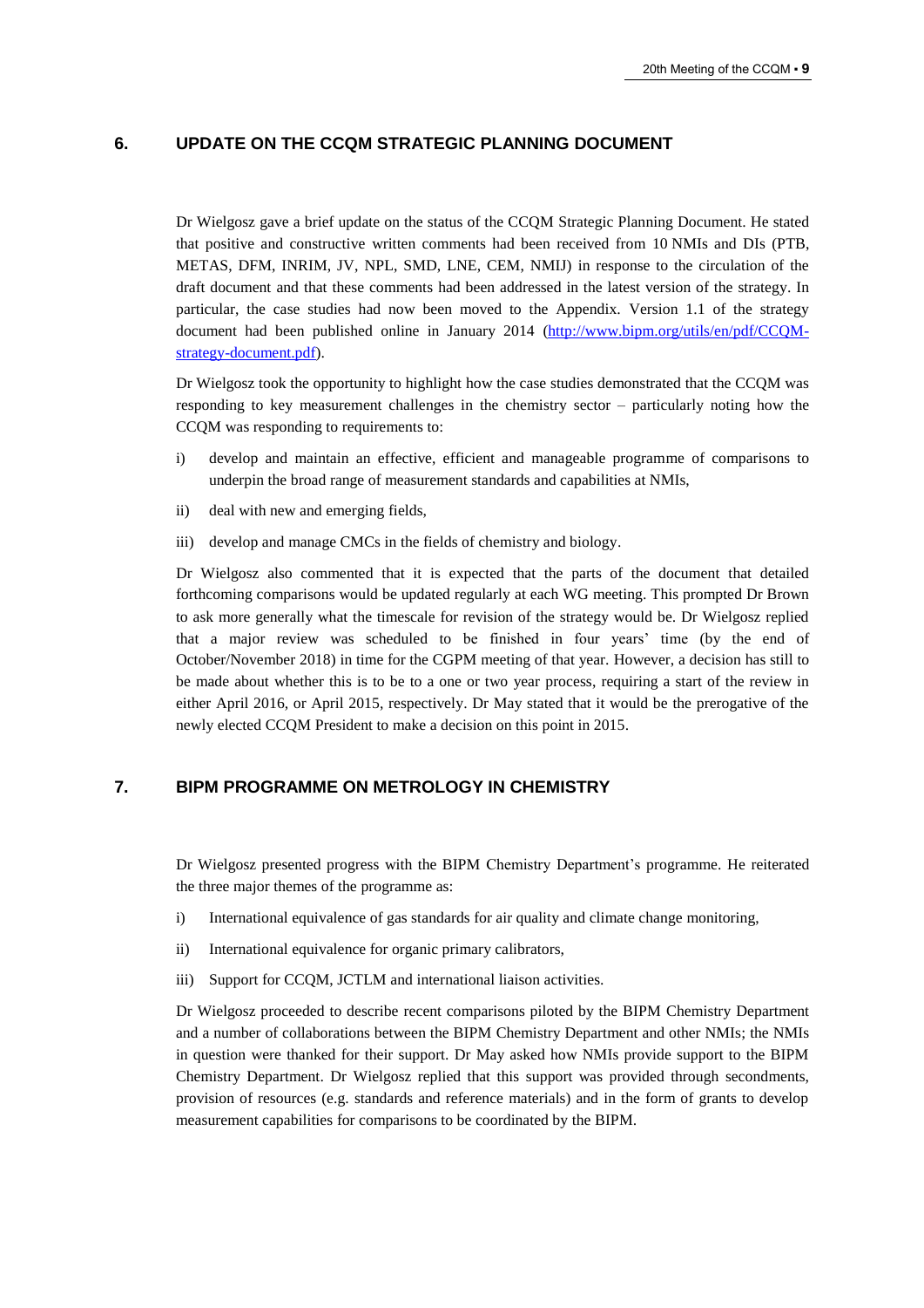## 6. UPDATE ON THE CCQM STRATEGIC PLANNING DOCUMENT

Dr Wielgosz gave a brief update on the status of the CCQM Strategic Planning Document. He stated that positive and constructive written comments had been received from 10 NMIs and DIs (PTB, METAS, DFM, INRIM, JV, NPL, SMD, LNE, CEM, NMIJ) in response to the circulation of the draft document and that these comments had been addressed in the latest version of the strategy. In particular, the case studies had now been moved to the Appendix. Version 1.1 of the strategy document had been published online in January 2014 ([http://www.bipm.org/utils/en/pdf/CCQM-strategy-document.pdf](http://www.bipm.org/utils/en/pdf/CCQM-strategy-document.pdf)).

Dr Wielgosz took the opportunity to highlight how the case studies demonstrated that the CCQM was responding to key measurement challenges in the chemistry sector – particularly noting how the CCQM was responding to requirements to:

i) develop and maintain an effective, efficient and manageable programme of comparisons to underpin the broad range of measurement standards and capabilities at NMIs,

ii) deal with new and emerging fields,

iii) develop and manage CMCs in the fields of chemistry and biology.

Dr Wielgosz also commented that it is expected that the parts of the document that detailed forthcoming comparisons would be updated regularly at each WG meeting. This prompted Dr Brown to ask more generally what the timescale for revision of the strategy would be. Dr Wielgosz replied that a major review was scheduled to be finished in four years' time (by the end of October/November 2018) in time for the CGPM meeting of that year. However, a decision has still to be made about whether this is to be to a one or two year process, requiring a start of the review in either April 2016, or April 2015, respectively. Dr May stated that it would be the prerogative of the newly elected CCQM President to make a decision on this point in 2015.

## 7. BIPM PROGRAMME ON METROLOGY IN CHEMISTRY

Dr Wielgosz presented progress with the BIPM Chemistry Department's programme. He reiterated the three major themes of the programme as:

i) International equivalence of gas standards for air quality and climate change monitoring,

ii) International equivalence for organic primary calibrators,

iii) Support for CCQM, JCTLM and international liaison activities.

Dr Wielgosz proceeded to describe recent comparisons piloted by the BIPM Chemistry Department and a number of collaborations between the BIPM Chemistry Department and other NMIs; the NMIs in question were thanked for their support. Dr May asked how NMIs provide support to the BIPM Chemistry Department. Dr Wielgosz replied that this support was provided through secondments, provision of resources (e.g. standards and reference materials) and in the form of grants to develop measurement capabilities for comparisons to be coordinated by the BIPM.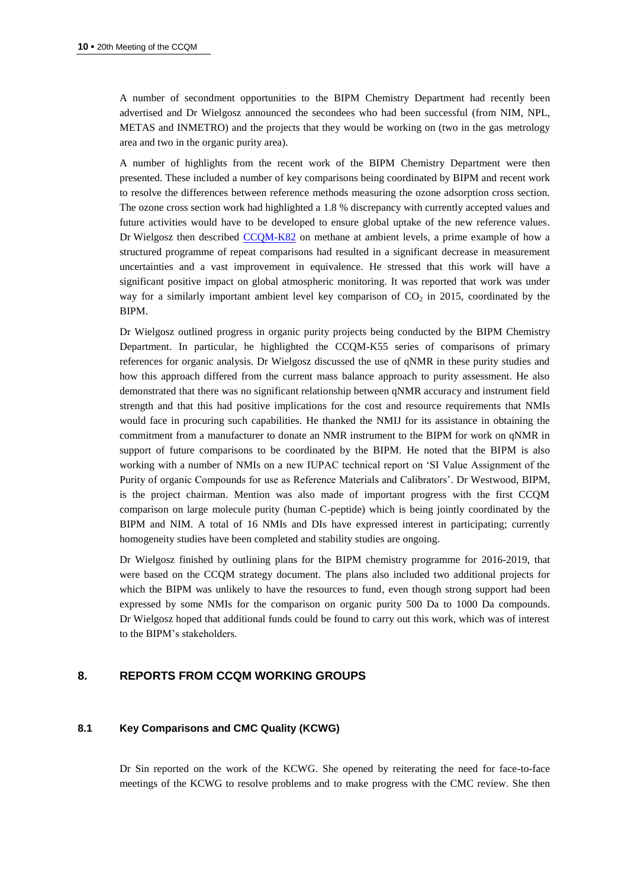A number of secondment opportunities to the BIPM Chemistry Department had recently been advertised and Dr Wielgosz announced the secondees who had been successful (from NIM, NPL, METAS and INMETRO) and the projects that they would be working on (two in the gas metrology area and two in the organic purity area).

A number of highlights from the recent work of the BIPM Chemistry Department were then presented. These included a number of key comparisons being coordinated by BIPM and recent work to resolve the differences between reference methods measuring the ozone adsorption cross section. The ozone cross section work had highlighted a 1.8 % discrepancy with currently accepted values and future activities would have to be developed to ensure global uptake of the new reference values. Dr Wielgosz then described CCQM-K82 on methane at ambient levels, a prime example of how a structured programme of repeat comparisons had resulted in a significant decrease in measurement uncertainties and a vast improvement in equivalence. He stressed that this work will have a significant positive impact on global atmospheric monitoring. It was reported that work was under way for a similarly important ambient level key comparison of $CO_2$ in 2015, coordinated by the BIPM.

Dr Wielgosz outlined progress in organic purity projects being conducted by the BIPM Chemistry Department. In particular, he highlighted the CCQM-K55 series of comparisons of primary references for organic analysis. Dr Wielgosz discussed the use of qNMR in these purity studies and how this approach differed from the current mass balance approach to purity assessment. He also demonstrated that there was no significant relationship between qNMR accuracy and instrument field strength and that this had positive implications for the cost and resource requirements that NMIs would face in procuring such capabilities. He thanked the NMIJ for its assistance in obtaining the commitment from a manufacturer to donate an NMR instrument to the BIPM for work on qNMR in support of future comparisons to be coordinated by the BIPM. He noted that the BIPM is also working with a number of NMIs on a new IUPAC technical report on 'SI Value Assignment of the Purity of organic Compounds for use as Reference Materials and Calibrators'. Dr Westwood, BIPM, is the project chairman. Mention was also made of important progress with the first CCQM comparison on large molecule purity (human C-peptide) which is being jointly coordinated by the BIPM and NIM. A total of 16 NMIs and DIs have expressed interest in participating; currently homogeneity studies have been completed and stability studies are ongoing.

Dr Wielgosz finished by outlining plans for the BIPM chemistry programme for 2016-2019, that were based on the CCQM strategy document. The plans also included two additional projects for which the BIPM was unlikely to have the resources to fund, even though strong support had been expressed by some NMIs for the comparison on organic purity 500 Da to 1000 Da compounds. Dr Wielgosz hoped that additional funds could be found to carry out this work, which was of interest to the BIPM's stakeholders.

## 8. REPORTS FROM CCQM WORKING GROUPS

### 8.1 Key Comparisons and CMC Quality (KCWG)

Dr Sin reported on the work of the KCWG. She opened by reiterating the need for face-to-face meetings of the KCWG to resolve problems and to make progress with the CMC review. She then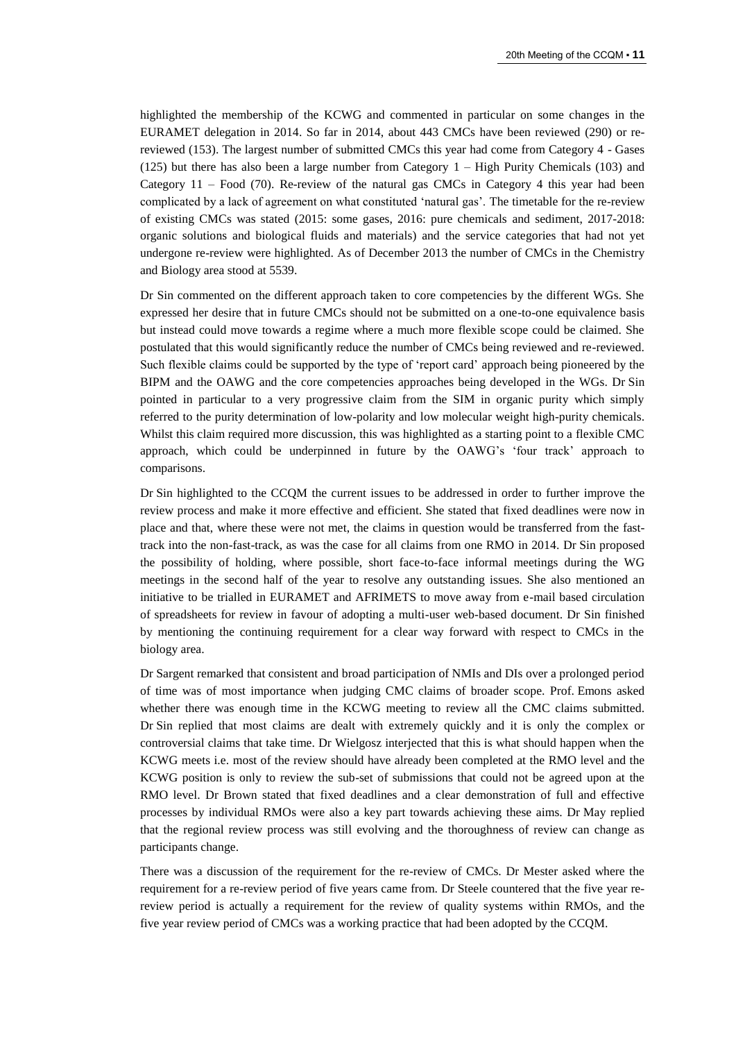highlighted the membership of the KCWG and commented in particular on some changes in the EURAMET delegation in 2014. So far in 2014, about 443 CMCs have been reviewed (290) or re-reviewed (153). The largest number of submitted CMCs this year had come from Category 4 - Gases (125) but there has also been a large number from Category 1 – High Purity Chemicals (103) and Category 11 – Food (70). Re-review of the natural gas CMCs in Category 4 this year had been complicated by a lack of agreement on what constituted 'natural gas'. The timetable for the re-review of existing CMCs was stated (2015: some gases, 2016: pure chemicals and sediment, 2017-2018: organic solutions and biological fluids and materials) and the service categories that had not yet undergone re-review were highlighted. As of December 2013 the number of CMCs in the Chemistry and Biology area stood at 5539.

Dr Sin commented on the different approach taken to core competencies by the different WGs. She expressed her desire that in future CMCs should not be submitted on a one-to-one equivalence basis but instead could move towards a regime where a much more flexible scope could be claimed. She postulated that this would significantly reduce the number of CMCs being reviewed and re-reviewed. Such flexible claims could be supported by the type of 'report card' approach being pioneered by the BIPM and the OAWG and the core competencies approaches being developed in the WGs. Dr Sin pointed in particular to a very progressive claim from the SIM in organic purity which simply referred to the purity determination of low-polarity and low molecular weight high-purity chemicals. Whilst this claim required more discussion, this was highlighted as a starting point to a flexible CMC approach, which could be underpinned in future by the OAWG's 'four track' approach to comparisons.

Dr Sin highlighted to the CCQM the current issues to be addressed in order to further improve the review process and make it more effective and efficient. She stated that fixed deadlines were now in place and that, where these were not met, the claims in question would be transferred from the fast-track into the non-fast-track, as was the case for all claims from one RMO in 2014. Dr Sin proposed the possibility of holding, where possible, short face-to-face informal meetings during the WG meetings in the second half of the year to resolve any outstanding issues. She also mentioned an initiative to be trialled in EURAMET and AFRIMETS to move away from e-mail based circulation of spreadsheets for review in favour of adopting a multi-user web-based document. Dr Sin finished by mentioning the continuing requirement for a clear way forward with respect to CMCs in the biology area.

Dr Sargent remarked that consistent and broad participation of NMIs and DIs over a prolonged period of time was of most importance when judging CMC claims of broader scope. Prof. Emons asked whether there was enough time in the KCWG meeting to review all the CMC claims submitted. Dr Sin replied that most claims are dealt with extremely quickly and it is only the complex or controversial claims that take time. Dr Wielgosz interjected that this is what should happen when the KCWG meets i.e. most of the review should have already been completed at the RMO level and the KCWG position is only to review the sub-set of submissions that could not be agreed upon at the RMO level. Dr Brown stated that fixed deadlines and a clear demonstration of full and effective processes by individual RMOs were also a key part towards achieving these aims. Dr May replied that the regional review process was still evolving and the thoroughness of review can change as participants change.

There was a discussion of the requirement for the re-review of CMCs. Dr Mester asked where the requirement for a re-review period of five years came from. Dr Steele countered that the five year re-review period is actually a requirement for the review of quality systems within RMOs, and the five year review period of CMCs was a working practice that had been adopted by the CCQM.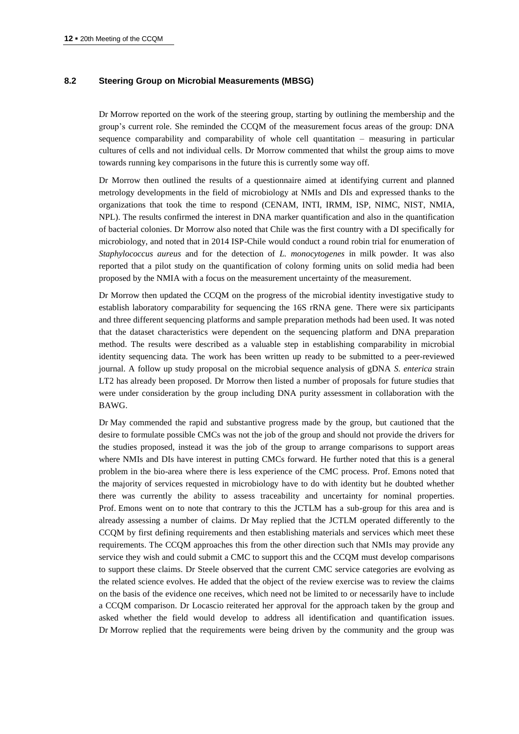### 8.2 Steering Group on Microbial Measurements (MBSG)

Dr Morrow reported on the work of the steering group, starting by outlining the membership and the group's current role. She reminded the CCQM of the measurement focus areas of the group: DNA sequence comparability and comparability of whole cell quantitation – measuring in particular cultures of cells and not individual cells. Dr Morrow commented that whilst the group aims to move towards running key comparisons in the future this is currently some way off.

Dr Morrow then outlined the results of a questionnaire aimed at identifying current and planned metrology developments in the field of microbiology at NMIs and DIs and expressed thanks to the organizations that took the time to respond (CENAM, INTI, IRMM, ISP, NIMC, NIST, NMIA, NPL). The results confirmed the interest in DNA marker quantification and also in the quantification of bacterial colonies. Dr Morrow also noted that Chile was the first country with a DI specifically for microbiology, and noted that in 2014 ISP-Chile would conduct a round robin trial for enumeration of *Staphylococcus aureus* and for the detection of *L. monocytogenes* in milk powder. It was also reported that a pilot study on the quantification of colony forming units on solid media had been proposed by the NMIA with a focus on the measurement uncertainty of the measurement.

Dr Morrow then updated the CCQM on the progress of the microbial identity investigative study to establish laboratory comparability for sequencing the 16S rRNA gene. There were six participants and three different sequencing platforms and sample preparation methods had been used. It was noted that the dataset characteristics were dependent on the sequencing platform and DNA preparation method. The results were described as a valuable step in establishing comparability in microbial identity sequencing data. The work has been written up ready to be submitted to a peer-reviewed journal. A follow up study proposal on the microbial sequence analysis of gDNA *S. enterica* strain LT2 has already been proposed. Dr Morrow then listed a number of proposals for future studies that were under consideration by the group including DNA purity assessment in collaboration with the BAWG.

Dr May commended the rapid and substantive progress made by the group, but cautioned that the desire to formulate possible CMCs was not the job of the group and should not provide the drivers for the studies proposed, instead it was the job of the group to arrange comparisons to support areas where NMIs and DIs have interest in putting CMCs forward. He further noted that this is a general problem in the bio-area where there is less experience of the CMC process. Prof. Emons noted that the majority of services requested in microbiology have to do with identity but he doubted whether there was currently the ability to assess traceability and uncertainty for nominal properties. Prof. Emons went on to note that contrary to this the JCTLM has a sub-group for this area and is already assessing a number of claims. Dr May replied that the JCTLM operated differently to the CCQM by first defining requirements and then establishing materials and services which meet these requirements. The CCQM approaches this from the other direction such that NMIs may provide any service they wish and could submit a CMC to support this and the CCQM must develop comparisons to support these claims. Dr Steele observed that the current CMC service categories are evolving as the related science evolves. He added that the object of the review exercise was to review the claims on the basis of the evidence one receives, which need not be limited to or necessarily have to include a CCQM comparison. Dr Locascio reiterated her approval for the approach taken by the group and asked whether the field would develop to address all identification and quantification issues. Dr Morrow replied that the requirements were being driven by the community and the group was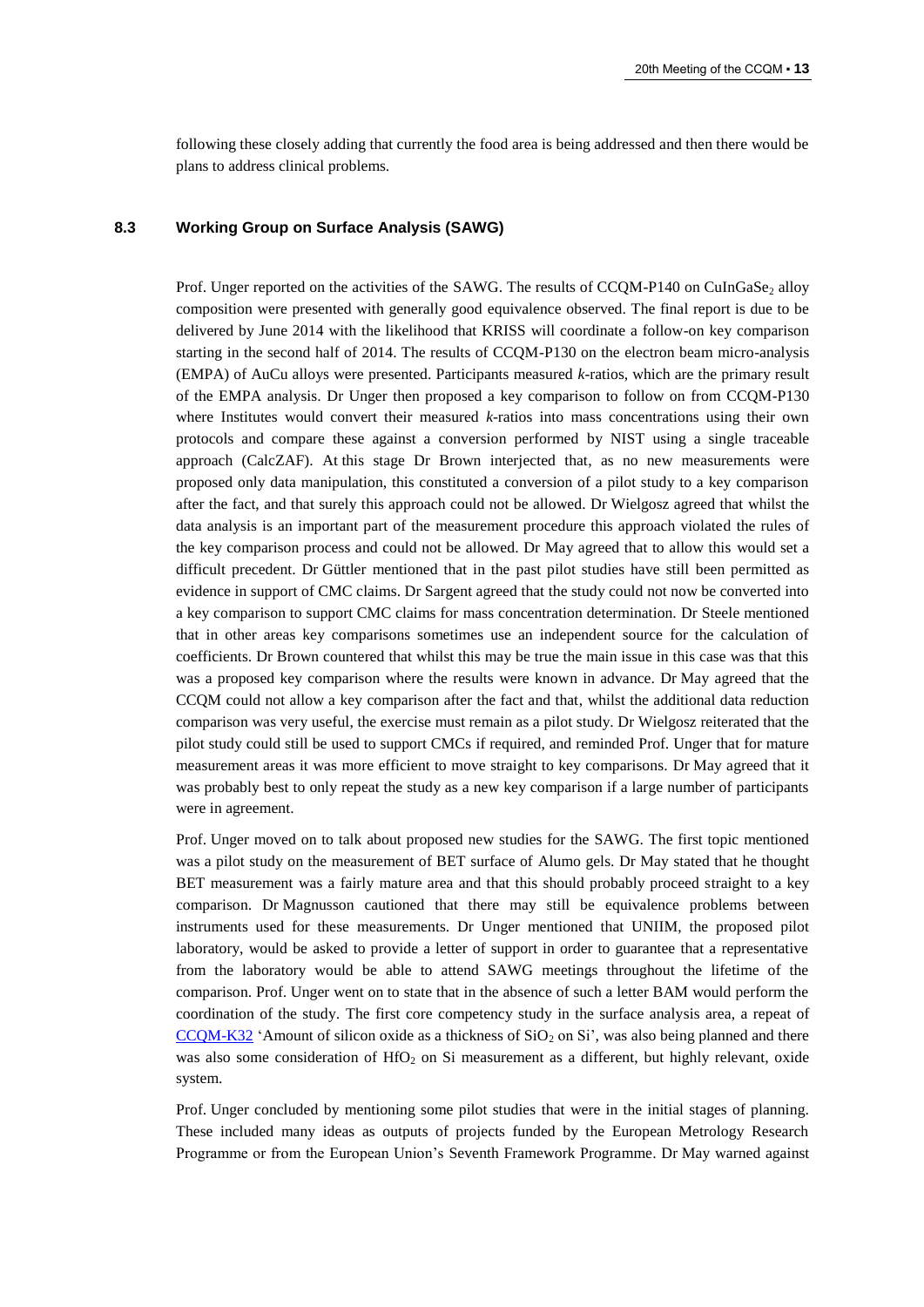following these closely adding that currently the food area is being addressed and then there would be plans to address clinical problems.

### 8.3 Working Group on Surface Analysis (SAWG)

Prof. Unger reported on the activities of the SAWG. The results of CCQM-P140 on $CuInGaSe_2$ alloy composition were presented with generally good equivalence observed. The final report is due to be delivered by June 2014 with the likelihood that KRISS will coordinate a follow-on key comparison starting in the second half of 2014. The results of CCQM-P130 on the electron beam micro-analysis (EMPA) of AuCu alloys were presented. Participants measured *k*-ratios, which are the primary result of the EMPA analysis. Dr Unger then proposed a key comparison to follow on from CCQM-P130 where Institutes would convert their measured *k*-ratios into mass concentrations using their own protocols and compare these against a conversion performed by NIST using a single traceable approach (CalcZAF). At this stage Dr Brown interjected that, as no new measurements were proposed only data manipulation, this constituted a conversion of a pilot study to a key comparison after the fact, and that surely this approach could not be allowed. Dr Wielgosz agreed that whilst the data analysis is an important part of the measurement procedure this approach violated the rules of the key comparison process and could not be allowed. Dr May agreed that to allow this would set a difficult precedent. Dr Güttler mentioned that in the past pilot studies have still been permitted as evidence in support of CMC claims. Dr Sargent agreed that the study could not now be converted into a key comparison to support CMC claims for mass concentration determination. Dr Steele mentioned that in other areas key comparisons sometimes use an independent source for the calculation of coefficients. Dr Brown countered that whilst this may be true the main issue in this case was that this was a proposed key comparison where the results were known in advance. Dr May agreed that the CCQM could not allow a key comparison after the fact and that, whilst the additional data reduction comparison was very useful, the exercise must remain as a pilot study. Dr Wielgosz reiterated that the pilot study could still be used to support CMCs if required, and reminded Prof. Unger that for mature measurement areas it was more efficient to move straight to key comparisons. Dr May agreed that it was probably best to only repeat the study as a new key comparison if a large number of participants were in agreement.

Prof. Unger moved on to talk about proposed new studies for the SAWG. The first topic mentioned was a pilot study on the measurement of BET surface of Alumo gels. Dr May stated that he thought BET measurement was a fairly mature area and that this should probably proceed straight to a key comparison. Dr Magnusson cautioned that there may still be equivalence problems between instruments used for these measurements. Dr Unger mentioned that UNIIM, the proposed pilot laboratory, would be asked to provide a letter of support in order to guarantee that a representative from the laboratory would be able to attend SAWG meetings throughout the lifetime of the comparison. Prof. Unger went on to state that in the absence of such a letter BAM would perform the coordination of the study. The first core competency study in the surface analysis area, a repeat of CCQM-K32 'Amount of silicon oxide as a thickness of $SiO_2$ on Si', was also being planned and there was also some consideration of $HfO_2$ on Si measurement as a different, but highly relevant, oxide system.

Prof. Unger concluded by mentioning some pilot studies that were in the initial stages of planning. These included many ideas as outputs of projects funded by the European Metrology Research Programme or from the European Union's Seventh Framework Programme. Dr May warned against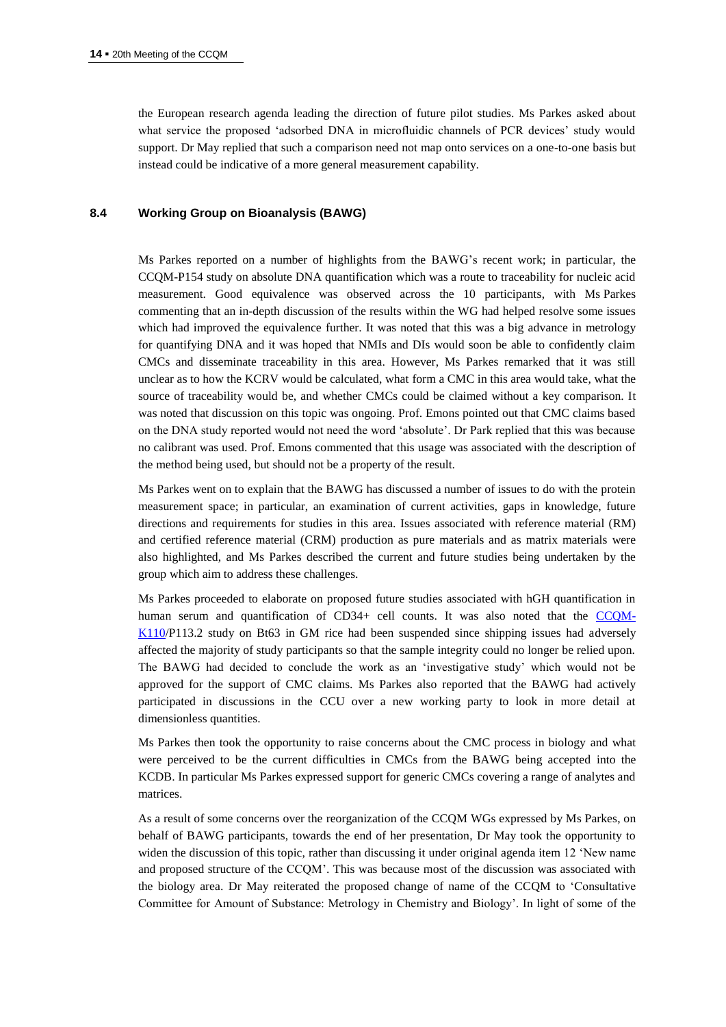the European research agenda leading the direction of future pilot studies. Ms Parkes asked about what service the proposed 'adsorbed DNA in microfluidic channels of PCR devices' study would support. Dr May replied that such a comparison need not map onto services on a one-to-one basis but instead could be indicative of a more general measurement capability.

### 8.4 Working Group on Bioanalysis (BAWG)

Ms Parkes reported on a number of highlights from the BAWG's recent work; in particular, the CCQM-P154 study on absolute DNA quantification which was a route to traceability for nucleic acid measurement. Good equivalence was observed across the 10 participants, with Ms Parkes commenting that an in-depth discussion of the results within the WG had helped resolve some issues which had improved the equivalence further. It was noted that this was a big advance in metrology for quantifying DNA and it was hoped that NMIs and DIs would soon be able to confidently claim CMCs and disseminate traceability in this area. However, Ms Parkes remarked that it was still unclear as to how the KCRV would be calculated, what form a CMC in this area would take, what the source of traceability would be, and whether CMCs could be claimed without a key comparison. It was noted that discussion on this topic was ongoing. Prof. Emons pointed out that CMC claims based on the DNA study reported would not need the word 'absolute'. Dr Park replied that this was because no calibrant was used. Prof. Emons commented that this usage was associated with the description of the method being used, but should not be a property of the result.

Ms Parkes went on to explain that the BAWG has discussed a number of issues to do with the protein measurement space; in particular, an examination of current activities, gaps in knowledge, future directions and requirements for studies in this area. Issues associated with reference material (RM) and certified reference material (CRM) production as pure materials and as matrix materials were also highlighted, and Ms Parkes described the current and future studies being undertaken by the group which aim to address these challenges.

Ms Parkes proceeded to elaborate on proposed future studies associated with hGH quantification in human serum and quantification of CD34+ cell counts. It was also noted that the CCQM-K110/P113.2 study on Bt63 in GM rice had been suspended since shipping issues had adversely affected the majority of study participants so that the sample integrity could no longer be relied upon. The BAWG had decided to conclude the work as an 'investigative study' which would not be approved for the support of CMC claims. Ms Parkes also reported that the BAWG had actively participated in discussions in the CCU over a new working party to look in more detail at dimensionless quantities.

Ms Parkes then took the opportunity to raise concerns about the CMC process in biology and what were perceived to be the current difficulties in CMCs from the BAWG being accepted into the KCDB. In particular Ms Parkes expressed support for generic CMCs covering a range of analytes and matrices.

As a result of some concerns over the reorganization of the CCQM WGs expressed by Ms Parkes, on behalf of BAWG participants, towards the end of her presentation, Dr May took the opportunity to widen the discussion of this topic, rather than discussing it under original agenda item 12 'New name and proposed structure of the CCQM'. This was because most of the discussion was associated with the biology area. Dr May reiterated the proposed change of name of the CCQM to 'Consultative Committee for Amount of Substance: Metrology in Chemistry and Biology'. In light of some of the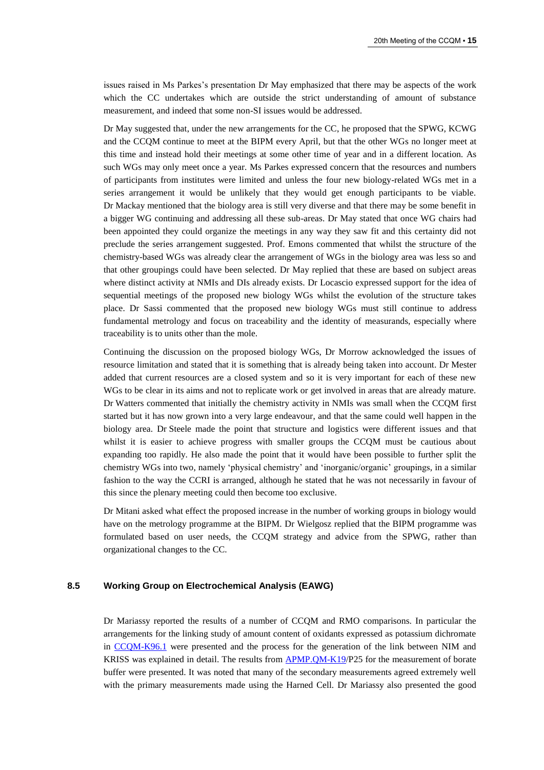issues raised in Ms Parkes's presentation Dr May emphasized that there may be aspects of the work which the CC undertakes which are outside the strict understanding of amount of substance measurement, and indeed that some non-SI issues would be addressed.

Dr May suggested that, under the new arrangements for the CC, he proposed that the SPWG, KCWG and the CCQM continue to meet at the BIPM every April, but that the other WGs no longer meet at this time and instead hold their meetings at some other time of year and in a different location. As such WGs may only meet once a year. Ms Parkes expressed concern that the resources and numbers of participants from institutes were limited and unless the four new biology-related WGs met in a series arrangement it would be unlikely that they would get enough participants to be viable. Dr Mackay mentioned that the biology area is still very diverse and that there may be some benefit in a bigger WG continuing and addressing all these sub-areas. Dr May stated that once WG chairs had been appointed they could organize the meetings in any way they saw fit and this certainty did not preclude the series arrangement suggested. Prof. Emons commented that whilst the structure of the chemistry-based WGs was already clear the arrangement of WGs in the biology area was less so and that other groupings could have been selected. Dr May replied that these are based on subject areas where distinct activity at NMIs and DIs already exists. Dr Locascio expressed support for the idea of sequential meetings of the proposed new biology WGs whilst the evolution of the structure takes place. Dr Sassi commented that the proposed new biology WGs must still continue to address fundamental metrology and focus on traceability and the identity of measurands, especially where traceability is to units other than the mole.

Continuing the discussion on the proposed biology WGs, Dr Morrow acknowledged the issues of resource limitation and stated that it is something that is already being taken into account. Dr Mester added that current resources are a closed system and so it is very important for each of these new WGs to be clear in its aims and not to replicate work or get involved in areas that are already mature. Dr Watters commented that initially the chemistry activity in NMIs was small when the CCQM first started but it has now grown into a very large endeavour, and that the same could well happen in the biology area. Dr Steele made the point that structure and logistics were different issues and that whilst it is easier to achieve progress with smaller groups the CCQM must be cautious about expanding too rapidly. He also made the point that it would have been possible to further split the chemistry WGs into two, namely 'physical chemistry' and 'inorganic/organic' groupings, in a similar fashion to the way the CCRI is arranged, although he stated that he was not necessarily in favour of this since the plenary meeting could then become too exclusive.

Dr Mitani asked what effect the proposed increase in the number of working groups in biology would have on the metrology programme at the BIPM. Dr Wielgosz replied that the BIPM programme was formulated based on user needs, the CCQM strategy and advice from the SPWG, rather than organizational changes to the CC.

### 8.5 Working Group on Electrochemical Analysis (EAWG)

Dr Mariassy reported the results of a number of CCQM and RMO comparisons. In particular the arrangements for the linking study of amount content of oxidants expressed as potassium dichromate in CCQM-K96.1 were presented and the process for the generation of the link between NIM and KRISS was explained in detail. The results from APMP.QM-K19/P25 for the measurement of borate buffer were presented. It was noted that many of the secondary measurements agreed extremely well with the primary measurements made using the Harned Cell. Dr Mariassy also presented the good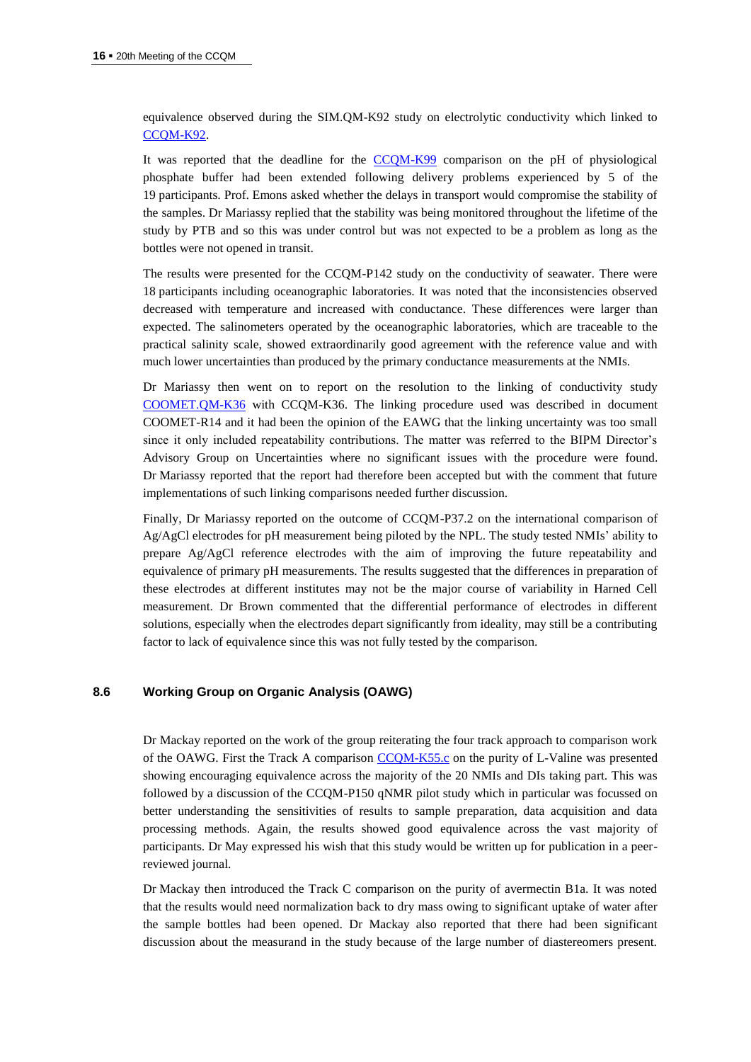equivalence observed during the SIM.QM-K92 study on electrolytic conductivity which linked to CCQM-K92.

It was reported that the deadline for the CCQM-K99 comparison on the pH of physiological phosphate buffer had been extended following delivery problems experienced by 5 of the 19 participants. Prof. Emons asked whether the delays in transport would compromise the stability of the samples. Dr Mariassy replied that the stability was being monitored throughout the lifetime of the study by PTB and so this was under control but was not expected to be a problem as long as the bottles were not opened in transit.

The results were presented for the CCQM-P142 study on the conductivity of seawater. There were 18 participants including oceanographic laboratories. It was noted that the inconsistencies observed decreased with temperature and increased with conductance. These differences were larger than expected. The salinometers operated by the oceanographic laboratories, which are traceable to the practical salinity scale, showed extraordinarily good agreement with the reference value and with much lower uncertainties than produced by the primary conductance measurements at the NMIs.

Dr Mariassy then went on to report on the resolution to the linking of conductivity study COOMET.QM-K36 with CCQM-K36. The linking procedure used was described in document COOMET-R14 and it had been the opinion of the EAWG that the linking uncertainty was too small since it only included repeatability contributions. The matter was referred to the BIPM Director's Advisory Group on Uncertainties where no significant issues with the procedure were found. Dr Mariassy reported that the report had therefore been accepted but with the comment that future implementations of such linking comparisons needed further discussion.

Finally, Dr Mariassy reported on the outcome of CCQM-P37.2 on the international comparison of Ag/AgCl electrodes for pH measurement being piloted by the NPL. The study tested NMIs' ability to prepare Ag/AgCl reference electrodes with the aim of improving the future repeatability and equivalence of primary pH measurements. The results suggested that the differences in preparation of these electrodes at different institutes may not be the major course of variability in Harned Cell measurement. Dr Brown commented that the differential performance of electrodes in different solutions, especially when the electrodes depart significantly from ideality, may still be a contributing factor to lack of equivalence since this was not fully tested by the comparison.

## 8.6 Working Group on Organic Analysis (OAWG)

Dr Mackay reported on the work of the group reiterating the four track approach to comparison work of the OAWG. First the Track A comparison CCQM-K55.c on the purity of L-Valine was presented showing encouraging equivalence across the majority of the 20 NMIs and DIs taking part. This was followed by a discussion of the CCQM-P150 qNMR pilot study which in particular was focussed on better understanding the sensitivities of results to sample preparation, data acquisition and data processing methods. Again, the results showed good equivalence across the vast majority of participants. Dr May expressed his wish that this study would be written up for publication in a peer-reviewed journal.

Dr Mackay then introduced the Track C comparison on the purity of avermectin B1a. It was noted that the results would need normalization back to dry mass owing to significant uptake of water after the sample bottles had been opened. Dr Mackay also reported that there had been significant discussion about the measurand in the study because of the large number of diastereomers present.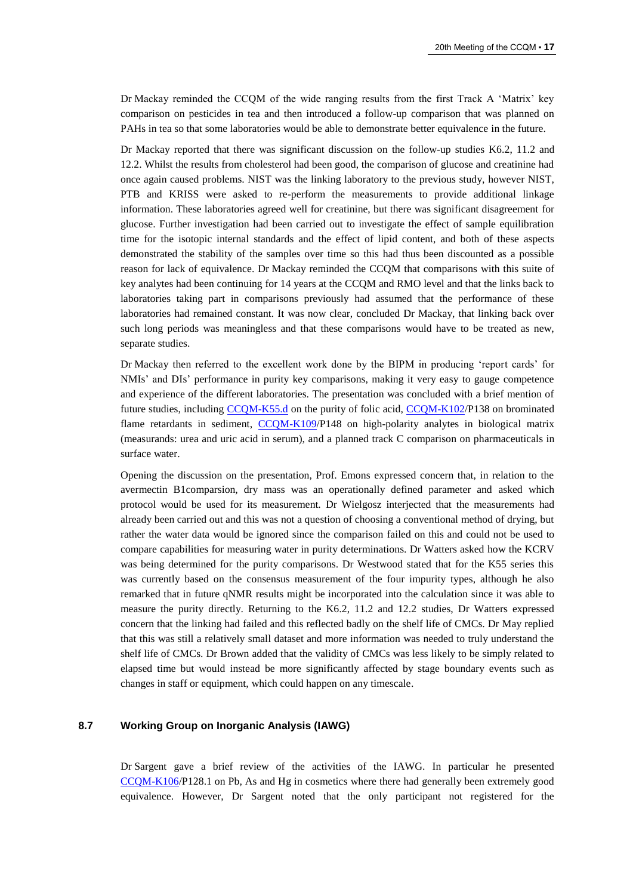Dr Mackay reminded the CCQM of the wide ranging results from the first Track A 'Matrix' key comparison on pesticides in tea and then introduced a follow-up comparison that was planned on PAHs in tea so that some laboratories would be able to demonstrate better equivalence in the future.

Dr Mackay reported that there was significant discussion on the follow-up studies K6.2, 11.2 and 12.2. Whilst the results from cholesterol had been good, the comparison of glucose and creatinine had once again caused problems. NIST was the linking laboratory to the previous study, however NIST, PTB and KRISS were asked to re-perform the measurements to provide additional linkage information. These laboratories agreed well for creatinine, but there was significant disagreement for glucose. Further investigation had been carried out to investigate the effect of sample equilibration time for the isotopic internal standards and the effect of lipid content, and both of these aspects demonstrated the stability of the samples over time so this had thus been discounted as a possible reason for lack of equivalence. Dr Mackay reminded the CCQM that comparisons with this suite of key analytes had been continuing for 14 years at the CCQM and RMO level and that the links back to laboratories taking part in comparisons previously had assumed that the performance of these laboratories had remained constant. It was now clear, concluded Dr Mackay, that linking back over such long periods was meaningless and that these comparisons would have to be treated as new, separate studies.

Dr Mackay then referred to the excellent work done by the BIPM in producing 'report cards' for NMIs' and DIs' performance in purity key comparisons, making it very easy to gauge competence and experience of the different laboratories. The presentation was concluded with a brief mention of future studies, including CCQM-K55.d on the purity of folic acid, CCQM-K102/P138 on brominated flame retardants in sediment, CCQM-K109/P148 on high-polarity analytes in biological matrix (measurands: urea and uric acid in serum), and a planned track C comparison on pharmaceuticals in surface water.

Opening the discussion on the presentation, Prof. Emons expressed concern that, in relation to the avermectin B1comparsion, dry mass was an operationally defined parameter and asked which protocol would be used for its measurement. Dr Wielgosz interjected that the measurements had already been carried out and this was not a question of choosing a conventional method of drying, but rather the water data would be ignored since the comparison failed on this and could not be used to compare capabilities for measuring water in purity determinations. Dr Watters asked how the KCRV was being determined for the purity comparisons. Dr Westwood stated that for the K55 series this was currently based on the consensus measurement of the four impurity types, although he also remarked that in future qNMR results might be incorporated into the calculation since it was able to measure the purity directly. Returning to the K6.2, 11.2 and 12.2 studies, Dr Watters expressed concern that the linking had failed and this reflected badly on the shelf life of CMCs. Dr May replied that this was still a relatively small dataset and more information was needed to truly understand the shelf life of CMCs. Dr Brown added that the validity of CMCs was less likely to be simply related to elapsed time but would instead be more significantly affected by stage boundary events such as changes in staff or equipment, which could happen on any timescale.

### 8.7 Working Group on Inorganic Analysis (IAWG)

Dr Sargent gave a brief review of the activities of the IAWG. In particular he presented CCQM-K106/P128.1 on Pb, As and Hg in cosmetics where there had generally been extremely good equivalence. However, Dr Sargent noted that the only participant not registered for the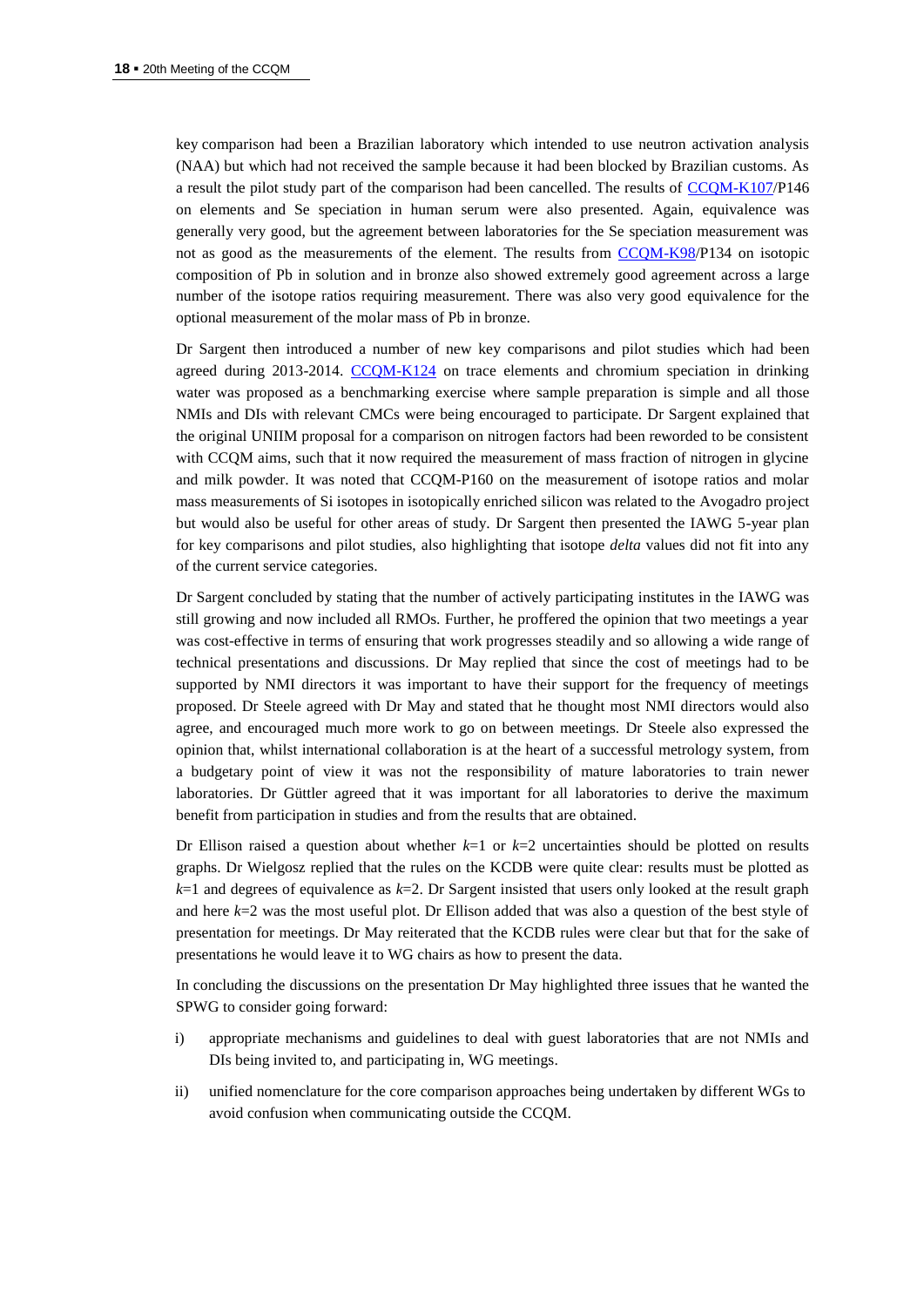key comparison had been a Brazilian laboratory which intended to use neutron activation analysis (NAA) but which had not received the sample because it had been blocked by Brazilian customs. As a result the pilot study part of the comparison had been cancelled. The results of CCQM-K107/P146 on elements and Se speciation in human serum were also presented. Again, equivalence was generally very good, but the agreement between laboratories for the Se speciation measurement was not as good as the measurements of the element. The results from CCQM-K98/P134 on isotopic composition of Pb in solution and in bronze also showed extremely good agreement across a large number of the isotope ratios requiring measurement. There was also very good equivalence for the optional measurement of the molar mass of Pb in bronze.

Dr Sargent then introduced a number of new key comparisons and pilot studies which had been agreed during 2013-2014. CCQM-K124 on trace elements and chromium speciation in drinking water was proposed as a benchmarking exercise where sample preparation is simple and all those NMIs and DIs with relevant CMCs were being encouraged to participate. Dr Sargent explained that the original UNIIM proposal for a comparison on nitrogen factors had been reworded to be consistent with CCQM aims, such that it now required the measurement of mass fraction of nitrogen in glycine and milk powder. It was noted that CCQM-P160 on the measurement of isotope ratios and molar mass measurements of Si isotopes in isotopically enriched silicon was related to the Avogadro project but would also be useful for other areas of study. Dr Sargent then presented the IAWG 5-year plan for key comparisons and pilot studies, also highlighting that isotope *delta* values did not fit into any of the current service categories.

Dr Sargent concluded by stating that the number of actively participating institutes in the IAWG was still growing and now included all RMOs. Further, he proffered the opinion that two meetings a year was cost-effective in terms of ensuring that work progresses steadily and so allowing a wide range of technical presentations and discussions. Dr May replied that since the cost of meetings had to be supported by NMI directors it was important to have their support for the frequency of meetings proposed. Dr Steele agreed with Dr May and stated that he thought most NMI directors would also agree, and encouraged much more work to go on between meetings. Dr Steele also expressed the opinion that, whilst international collaboration is at the heart of a successful metrology system, from a budgetary point of view it was not the responsibility of mature laboratories to train newer laboratories. Dr Güttler agreed that it was important for all laboratories to derive the maximum benefit from participation in studies and from the results that are obtained.

Dr Ellison raised a question about whether $k$=1 or $k$=2 uncertainties should be plotted on results graphs. Dr Wielgosz replied that the rules on the KCDB were quite clear: results must be plotted as $k$=1 and degrees of equivalence as $k$=2. Dr Sargent insisted that users only looked at the result graph and here $k$=2 was the most useful plot. Dr Ellison added that was also a question of the best style of presentation for meetings. Dr May reiterated that the KCDB rules were clear but that for the sake of presentations he would leave it to WG chairs as how to present the data.

In concluding the discussions on the presentation Dr May highlighted three issues that he wanted the SPWG to consider going forward:

i) appropriate mechanisms and guidelines to deal with guest laboratories that are not NMIs and DIs being invited to, and participating in, WG meetings.

ii) unified nomenclature for the core comparison approaches being undertaken by different WGs to avoid confusion when communicating outside the CCQM.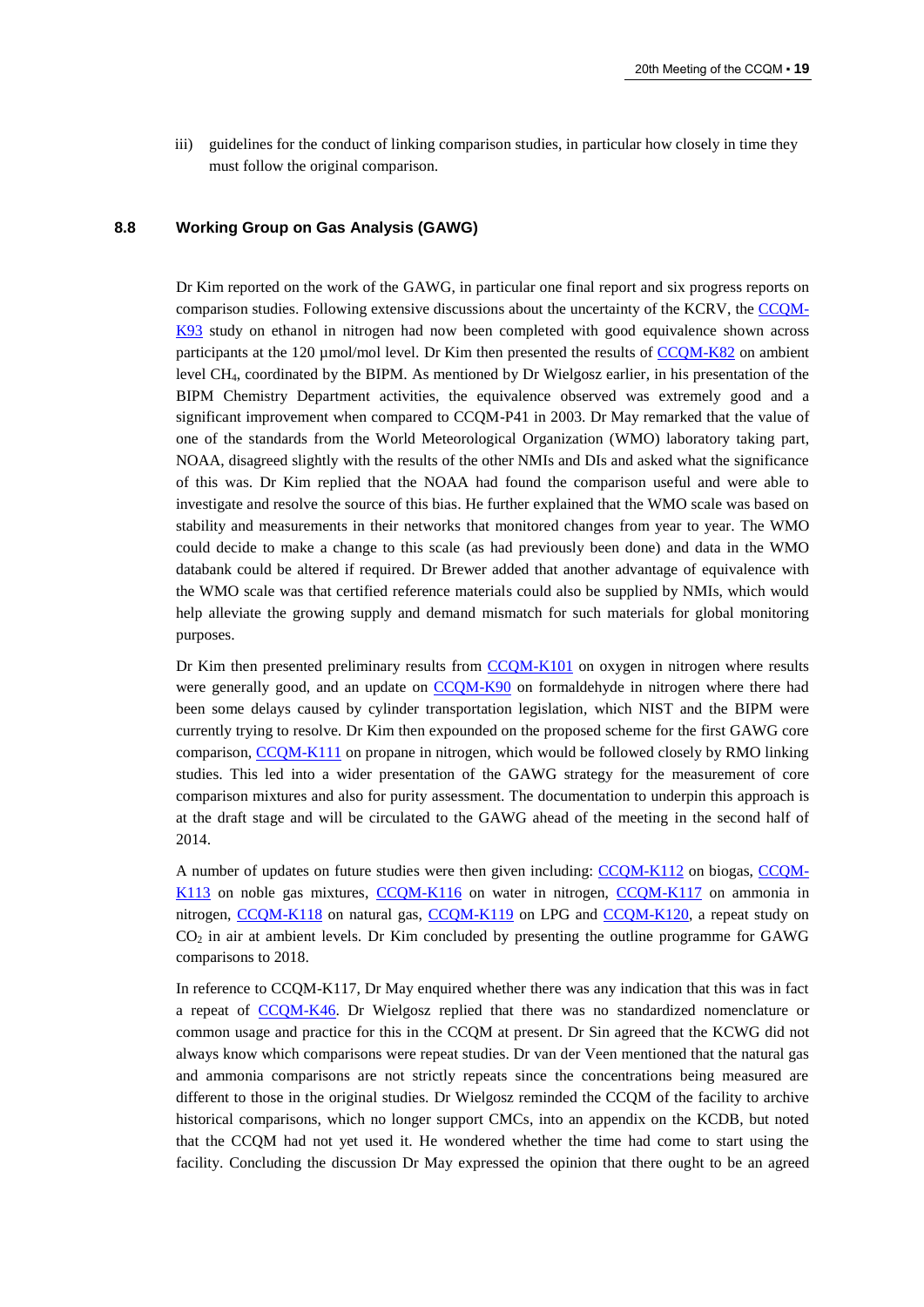iii) guidelines for the conduct of linking comparison studies, in particular how closely in time they must follow the original comparison.

### 8.8 Working Group on Gas Analysis (GAWG)

Dr Kim reported on the work of the GAWG, in particular one final report and six progress reports on comparison studies. Following extensive discussions about the uncertainty of the KCRV, the CCQM-K93 study on ethanol in nitrogen had now been completed with good equivalence shown across participants at the 120 µmol/mol level. Dr Kim then presented the results of CCQM-K82 on ambient level $CH_4$, coordinated by the BIPM. As mentioned by Dr Wielgosz earlier, in his presentation of the BIPM Chemistry Department activities, the equivalence observed was extremely good and a significant improvement when compared to CCQM-P41 in 2003. Dr May remarked that the value of one of the standards from the World Meteorological Organization (WMO) laboratory taking part, NOAA, disagreed slightly with the results of the other NMIs and DIs and asked what the significance of this was. Dr Kim replied that the NOAA had found the comparison useful and were able to investigate and resolve the source of this bias. He further explained that the WMO scale was based on stability and measurements in their networks that monitored changes from year to year. The WMO could decide to make a change to this scale (as had previously been done) and data in the WMO databank could be altered if required. Dr Brewer added that another advantage of equivalence with the WMO scale was that certified reference materials could also be supplied by NMIs, which would help alleviate the growing supply and demand mismatch for such materials for global monitoring purposes.

Dr Kim then presented preliminary results from CCQM-K101 on oxygen in nitrogen where results were generally good, and an update on CCQM-K90 on formaldehyde in nitrogen where there had been some delays caused by cylinder transportation legislation, which NIST and the BIPM were currently trying to resolve. Dr Kim then expounded on the proposed scheme for the first GAWG core comparison, CCQM-K111 on propane in nitrogen, which would be followed closely by RMO linking studies. This led into a wider presentation of the GAWG strategy for the measurement of core comparison mixtures and also for purity assessment. The documentation to underpin this approach is at the draft stage and will be circulated to the GAWG ahead of the meeting in the second half of 2014.

A number of updates on future studies were then given including: CCQM-K112 on biogas, CCQM-K113 on noble gas mixtures, CCQM-K116 on water in nitrogen, CCQM-K117 on ammonia in nitrogen, CCQM-K118 on natural gas, CCQM-K119 on LPG and CCQM-K120, a repeat study on $CO_2$ in air at ambient levels. Dr Kim concluded by presenting the outline programme for GAWG comparisons to 2018.

In reference to CCQM-K117, Dr May enquired whether there was any indication that this was in fact a repeat of CCQM-K46. Dr Wielgosz replied that there was no standardized nomenclature or common usage and practice for this in the CCQM at present. Dr Sin agreed that the KCWG did not always know which comparisons were repeat studies. Dr van der Veen mentioned that the natural gas and ammonia comparisons are not strictly repeats since the concentrations being measured are different to those in the original studies. Dr Wielgosz reminded the CCQM of the facility to archive historical comparisons, which no longer support CMCs, into an appendix on the KCDB, but noted that the CCQM had not yet used it. He wondered whether the time had come to start using the facility. Concluding the discussion Dr May expressed the opinion that there ought to be an agreed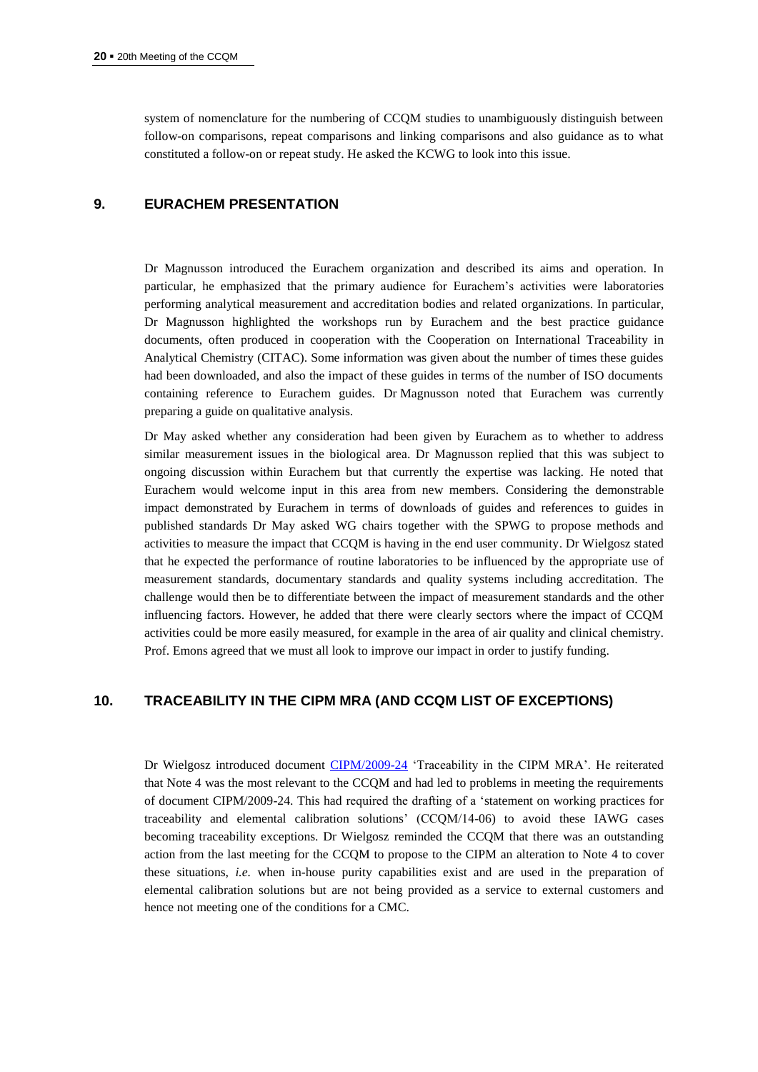system of nomenclature for the numbering of CCQM studies to unambiguously distinguish between follow-on comparisons, repeat comparisons and linking comparisons and also guidance as to what constituted a follow-on or repeat study. He asked the KCWG to look into this issue.

## 9. EURACHEM PRESENTATION

Dr Magnusson introduced the Eurachem organization and described its aims and operation. In particular, he emphasized that the primary audience for Eurachem's activities were laboratories performing analytical measurement and accreditation bodies and related organizations. In particular, Dr Magnusson highlighted the workshops run by Eurachem and the best practice guidance documents, often produced in cooperation with the Cooperation on International Traceability in Analytical Chemistry (CITAC). Some information was given about the number of times these guides had been downloaded, and also the impact of these guides in terms of the number of ISO documents containing reference to Eurachem guides. Dr Magnusson noted that Eurachem was currently preparing a guide on qualitative analysis.

Dr May asked whether any consideration had been given by Eurachem as to whether to address similar measurement issues in the biological area. Dr Magnusson replied that this was subject to ongoing discussion within Eurachem but that currently the expertise was lacking. He noted that Eurachem would welcome input in this area from new members. Considering the demonstrable impact demonstrated by Eurachem in terms of downloads of guides and references to guides in published standards Dr May asked WG chairs together with the SPWG to propose methods and activities to measure the impact that CCQM is having in the end user community. Dr Wielgosz stated that he expected the performance of routine laboratories to be influenced by the appropriate use of measurement standards, documentary standards and quality systems including accreditation. The challenge would then be to differentiate between the impact of measurement standards and the other influencing factors. However, he added that there were clearly sectors where the impact of CCQM activities could be more easily measured, for example in the area of air quality and clinical chemistry. Prof. Emons agreed that we must all look to improve our impact in order to justify funding.

## 10. TRACEABILITY IN THE CIPM MRA (AND CCQM LIST OF EXCEPTIONS)

Dr Wielgosz introduced document CIPM/2009-24 'Traceability in the CIPM MRA'. He reiterated that Note 4 was the most relevant to the CCQM and had led to problems in meeting the requirements of document CIPM/2009-24. This had required the drafting of a 'statement on working practices for traceability and elemental calibration solutions' (CCQM/14-06) to avoid these IAWG cases becoming traceability exceptions. Dr Wielgosz reminded the CCQM that there was an outstanding action from the last meeting for the CCQM to propose to the CIPM an alteration to Note 4 to cover these situations, *i.e.* when in-house purity capabilities exist and are used in the preparation of elemental calibration solutions but are not being provided as a service to external customers and hence not meeting one of the conditions for a CMC.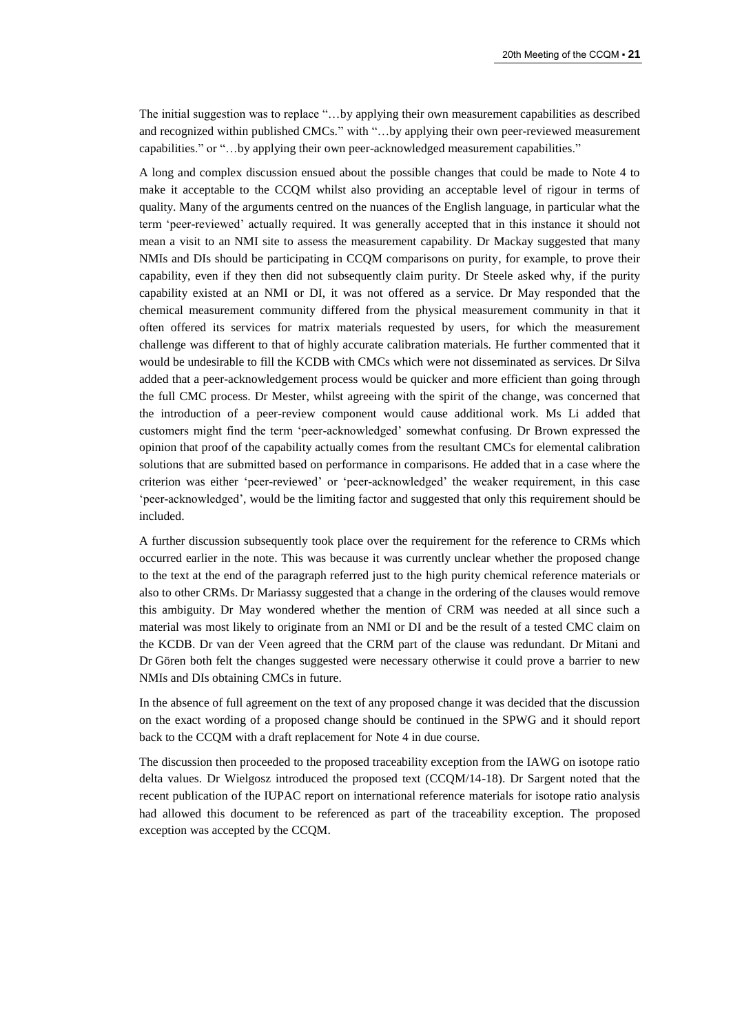The initial suggestion was to replace "…by applying their own measurement capabilities as described and recognized within published CMCs." with "…by applying their own peer-reviewed measurement capabilities." or "…by applying their own peer-acknowledged measurement capabilities."

A long and complex discussion ensued about the possible changes that could be made to Note 4 to make it acceptable to the CCQM whilst also providing an acceptable level of rigour in terms of quality. Many of the arguments centred on the nuances of the English language, in particular what the term 'peer-reviewed' actually required. It was generally accepted that in this instance it should not mean a visit to an NMI site to assess the measurement capability. Dr Mackay suggested that many NMIs and DIs should be participating in CCQM comparisons on purity, for example, to prove their capability, even if they then did not subsequently claim purity. Dr Steele asked why, if the purity capability existed at an NMI or DI, it was not offered as a service. Dr May responded that the chemical measurement community differed from the physical measurement community in that it often offered its services for matrix materials requested by users, for which the measurement challenge was different to that of highly accurate calibration materials. He further commented that it would be undesirable to fill the KCDB with CMCs which were not disseminated as services. Dr Silva added that a peer-acknowledgement process would be quicker and more efficient than going through the full CMC process. Dr Mester, whilst agreeing with the spirit of the change, was concerned that the introduction of a peer-review component would cause additional work. Ms Li added that customers might find the term 'peer-acknowledged' somewhat confusing. Dr Brown expressed the opinion that proof of the capability actually comes from the resultant CMCs for elemental calibration solutions that are submitted based on performance in comparisons. He added that in a case where the criterion was either 'peer-reviewed' or 'peer-acknowledged' the weaker requirement, in this case 'peer-acknowledged', would be the limiting factor and suggested that only this requirement should be included.

A further discussion subsequently took place over the requirement for the reference to CRMs which occurred earlier in the note. This was because it was currently unclear whether the proposed change to the text at the end of the paragraph referred just to the high purity chemical reference materials or also to other CRMs. Dr Mariassy suggested that a change in the ordering of the clauses would remove this ambiguity. Dr May wondered whether the mention of CRM was needed at all since such a material was most likely to originate from an NMI or DI and be the result of a tested CMC claim on the KCDB. Dr van der Veen agreed that the CRM part of the clause was redundant. Dr Mitani and Dr Gören both felt the changes suggested were necessary otherwise it could prove a barrier to new NMIs and DIs obtaining CMCs in future.

In the absence of full agreement on the text of any proposed change it was decided that the discussion on the exact wording of a proposed change should be continued in the SPWG and it should report back to the CCQM with a draft replacement for Note 4 in due course.

The discussion then proceeded to the proposed traceability exception from the IAWG on isotope ratio delta values. Dr Wielgosz introduced the proposed text (CCQM/14-18). Dr Sargent noted that the recent publication of the IUPAC report on international reference materials for isotope ratio analysis had allowed this document to be referenced as part of the traceability exception. The proposed exception was accepted by the CCQM.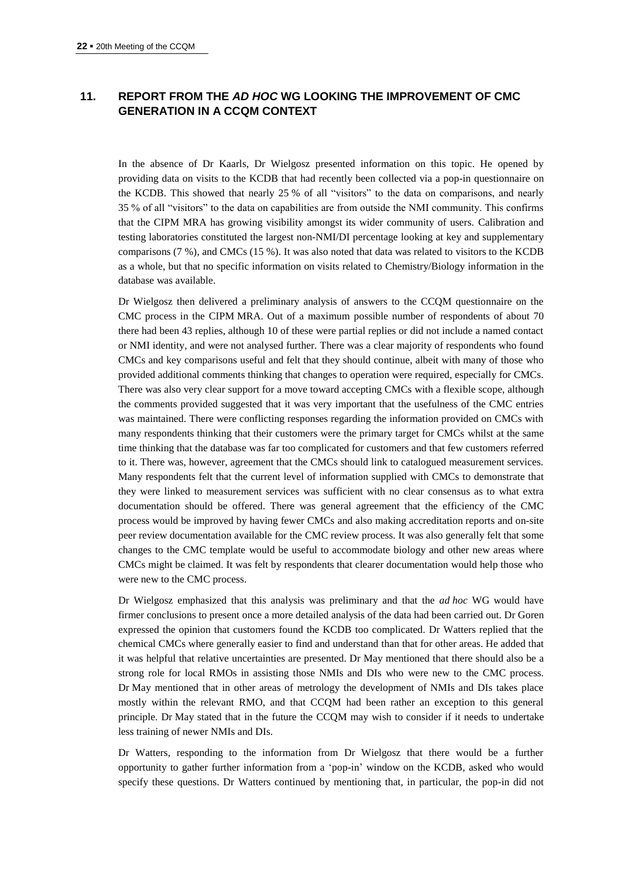## 11. REPORT FROM THE *AD HOC* WG LOOKING THE IMPROVEMENT OF CMC GENERATION IN A CCQM CONTEXT

In the absence of Dr Kaarls, Dr Wielgosz presented information on this topic. He opened by providing data on visits to the KCDB that had recently been collected via a pop-in questionnaire on the KCDB. This showed that nearly 25 % of all "visitors" to the data on comparisons, and nearly 35 % of all "visitors" to the data on capabilities are from outside the NMI community. This confirms that the CIPM MRA has growing visibility amongst its wider community of users. Calibration and testing laboratories constituted the largest non-NMI/DI percentage looking at key and supplementary comparisons (7 %), and CMCs (15 %). It was also noted that data was related to visitors to the KCDB as a whole, but that no specific information on visits related to Chemistry/Biology information in the database was available.

Dr Wielgosz then delivered a preliminary analysis of answers to the CCQM questionnaire on the CMC process in the CIPM MRA. Out of a maximum possible number of respondents of about 70 there had been 43 replies, although 10 of these were partial replies or did not include a named contact or NMI identity, and were not analysed further. There was a clear majority of respondents who found CMCs and key comparisons useful and felt that they should continue, albeit with many of those who provided additional comments thinking that changes to operation were required, especially for CMCs. There was also very clear support for a move toward accepting CMCs with a flexible scope, although the comments provided suggested that it was very important that the usefulness of the CMC entries was maintained. There were conflicting responses regarding the information provided on CMCs with many respondents thinking that their customers were the primary target for CMCs whilst at the same time thinking that the database was far too complicated for customers and that few customers referred to it. There was, however, agreement that the CMCs should link to catalogued measurement services. Many respondents felt that the current level of information supplied with CMCs to demonstrate that they were linked to measurement services was sufficient with no clear consensus as to what extra documentation should be offered. There was general agreement that the efficiency of the CMC process would be improved by having fewer CMCs and also making accreditation reports and on-site peer review documentation available for the CMC review process. It was also generally felt that some changes to the CMC template would be useful to accommodate biology and other new areas where CMCs might be claimed. It was felt by respondents that clearer documentation would help those who were new to the CMC process.

Dr Wielgosz emphasized that this analysis was preliminary and that the *ad hoc* WG would have firmer conclusions to present once a more detailed analysis of the data had been carried out. Dr Goren expressed the opinion that customers found the KCDB too complicated. Dr Watters replied that the chemical CMCs where generally easier to find and understand than that for other areas. He added that it was helpful that relative uncertainties are presented. Dr May mentioned that there should also be a strong role for local RMOs in assisting those NMIs and DIs who were new to the CMC process. Dr May mentioned that in other areas of metrology the development of NMIs and DIs takes place mostly within the relevant RMO, and that CCQM had been rather an exception to this general principle. Dr May stated that in the future the CCQM may wish to consider if it needs to undertake less training of newer NMIs and DIs.

Dr Watters, responding to the information from Dr Wielgosz that there would be a further opportunity to gather further information from a 'pop-in' window on the KCDB, asked who would specify these questions. Dr Watters continued by mentioning that, in particular, the pop-in did not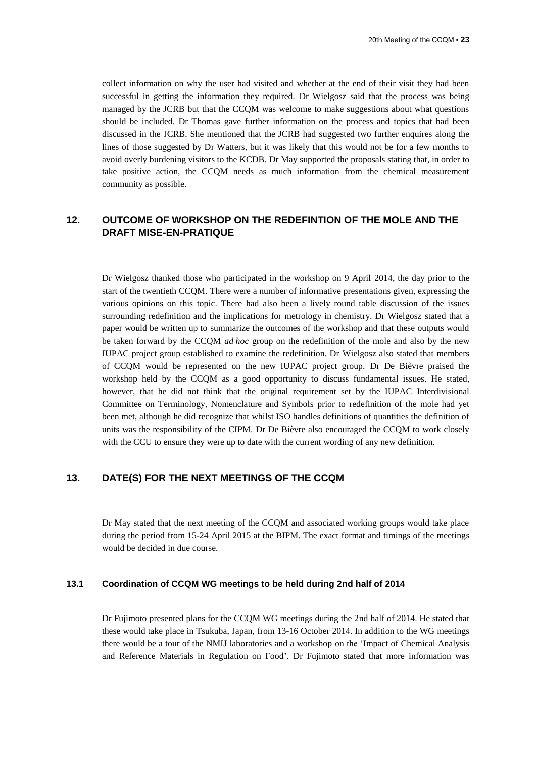collect information on why the user had visited and whether at the end of their visit they had been successful in getting the information they required. Dr Wielgosz said that the process was being managed by the JCRB but that the CCQM was welcome to make suggestions about what questions should be included. Dr Thomas gave further information on the process and topics that had been discussed in the JCRB. She mentioned that the JCRB had suggested two further enquires along the lines of those suggested by Dr Watters, but it was likely that this would not be for a few months to avoid overly burdening visitors to the KCDB. Dr May supported the proposals stating that, in order to take positive action, the CCQM needs as much information from the chemical measurement community as possible.

## 12. OUTCOME OF WORKSHOP ON THE REDEFINTION OF THE MOLE AND THE DRAFT MISE-EN-PRATIQUE

Dr Wielgosz thanked those who participated in the workshop on 9 April 2014, the day prior to the start of the twentieth CCQM. There were a number of informative presentations given, expressing the various opinions on this topic. There had also been a lively round table discussion of the issues surrounding redefinition and the implications for metrology in chemistry. Dr Wielgosz stated that a paper would be written up to summarize the outcomes of the workshop and that these outputs would be taken forward by the CCQM *ad hoc* group on the redefinition of the mole and also by the new IUPAC project group established to examine the redefinition. Dr Wielgosz also stated that members of CCQM would be represented on the new IUPAC project group. Dr De Bièvre praised the workshop held by the CCQM as a good opportunity to discuss fundamental issues. He stated, however, that he did not think that the original requirement set by the IUPAC Interdivisional Committee on Terminology, Nomenclature and Symbols prior to redefinition of the mole had yet been met, although he did recognize that whilst ISO handles definitions of quantities the definition of units was the responsibility of the CIPM. Dr De Bièvre also encouraged the CCQM to work closely with the CCU to ensure they were up to date with the current wording of any new definition.

## 13. DATE(S) FOR THE NEXT MEETINGS OF THE CCQM

Dr May stated that the next meeting of the CCQM and associated working groups would take place during the period from 15-24 April 2015 at the BIPM. The exact format and timings of the meetings would be decided in due course.

### 13.1 Coordination of CCQM WG meetings to be held during 2nd half of 2014

Dr Fujimoto presented plans for the CCQM WG meetings during the 2nd half of 2014. He stated that these would take place in Tsukuba, Japan, from 13-16 October 2014. In addition to the WG meetings there would be a tour of the NMIJ laboratories and a workshop on the 'Impact of Chemical Analysis and Reference Materials in Regulation on Food'. Dr Fujimoto stated that more information was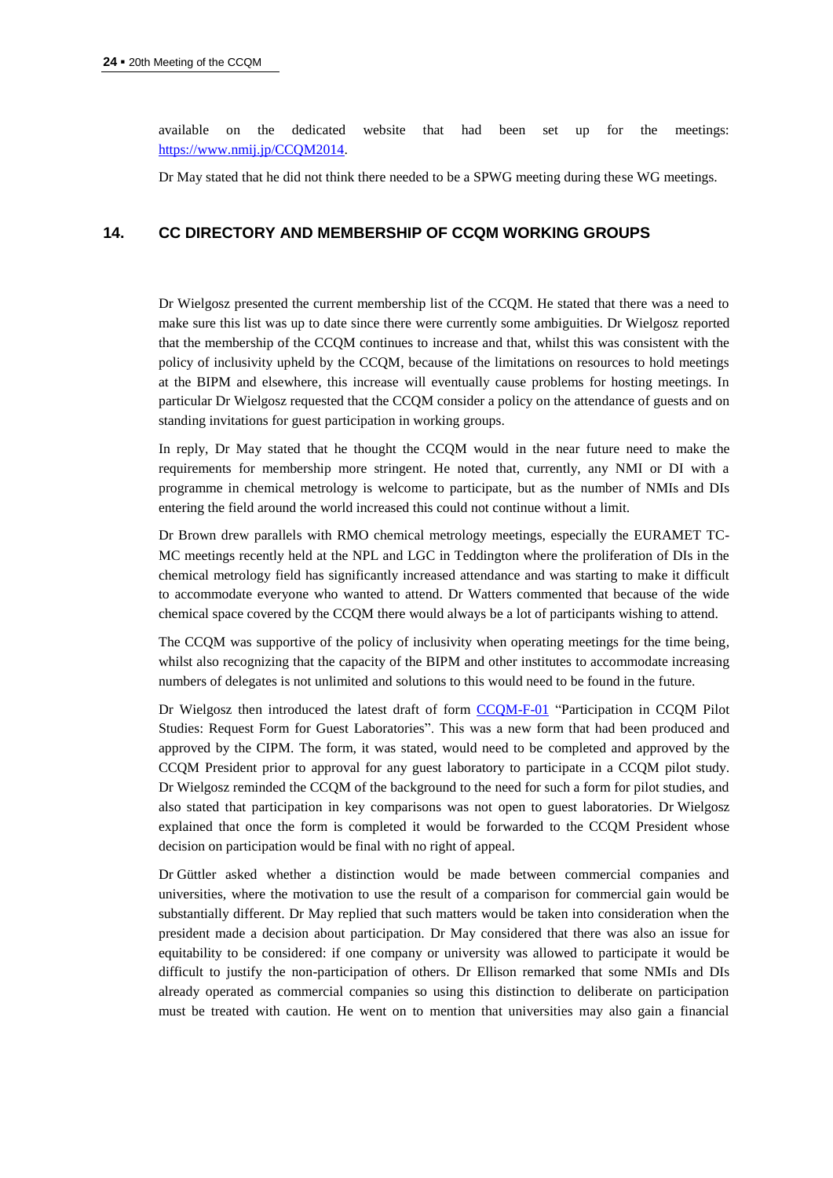available on the dedicated website that had been set up for the meetings: [https://www.nmij.jp/CCQM2014](https://www.nmij.jp/CCQM2014).

Dr May stated that he did not think there needed to be a SPWG meeting during these WG meetings.

## 14. CC DIRECTORY AND MEMBERSHIP OF CCQM WORKING GROUPS

Dr Wielgosz presented the current membership list of the CCQM. He stated that there was a need to make sure this list was up to date since there were currently some ambiguities. Dr Wielgosz reported that the membership of the CCQM continues to increase and that, whilst this was consistent with the policy of inclusivity upheld by the CCQM, because of the limitations on resources to hold meetings at the BIPM and elsewhere, this increase will eventually cause problems for hosting meetings. In particular Dr Wielgosz requested that the CCQM consider a policy on the attendance of guests and on standing invitations for guest participation in working groups.

In reply, Dr May stated that he thought the CCQM would in the near future need to make the requirements for membership more stringent. He noted that, currently, any NMI or DI with a programme in chemical metrology is welcome to participate, but as the number of NMIs and DIs entering the field around the world increased this could not continue without a limit.

Dr Brown drew parallels with RMO chemical metrology meetings, especially the EURAMET TC-MC meetings recently held at the NPL and LGC in Teddington where the proliferation of DIs in the chemical metrology field has significantly increased attendance and was starting to make it difficult to accommodate everyone who wanted to attend. Dr Watters commented that because of the wide chemical space covered by the CCQM there would always be a lot of participants wishing to attend.

The CCQM was supportive of the policy of inclusivity when operating meetings for the time being, whilst also recognizing that the capacity of the BIPM and other institutes to accommodate increasing numbers of delegates is not unlimited and solutions to this would need to be found in the future.

Dr Wielgosz then introduced the latest draft of form CCQM-F-01 "Participation in CCQM Pilot Studies: Request Form for Guest Laboratories". This was a new form that had been produced and approved by the CIPM. The form, it was stated, would need to be completed and approved by the CCQM President prior to approval for any guest laboratory to participate in a CCQM pilot study. Dr Wielgosz reminded the CCQM of the background to the need for such a form for pilot studies, and also stated that participation in key comparisons was not open to guest laboratories. Dr Wielgosz explained that once the form is completed it would be forwarded to the CCQM President whose decision on participation would be final with no right of appeal.

Dr Güttler asked whether a distinction would be made between commercial companies and universities, where the motivation to use the result of a comparison for commercial gain would be substantially different. Dr May replied that such matters would be taken into consideration when the president made a decision about participation. Dr May considered that there was also an issue for equitability to be considered: if one company or university was allowed to participate it would be difficult to justify the non-participation of others. Dr Ellison remarked that some NMIs and DIs already operated as commercial companies so using this distinction to deliberate on participation must be treated with caution. He went on to mention that universities may also gain a financial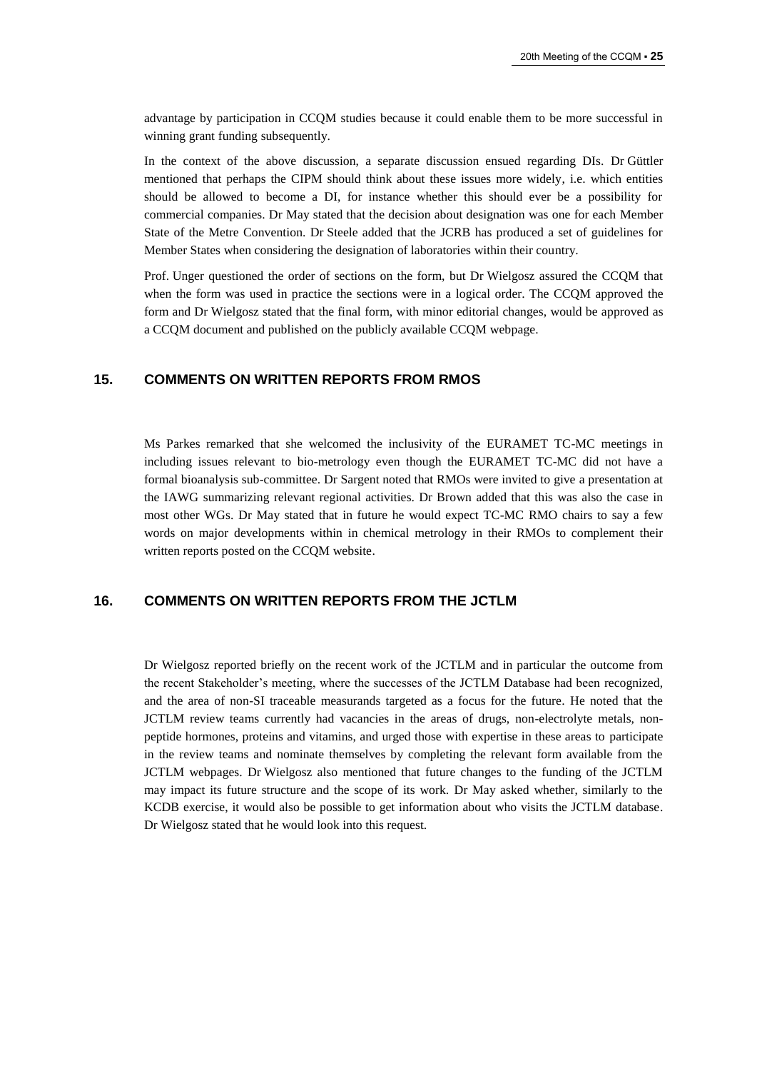advantage by participation in CCQM studies because it could enable them to be more successful in winning grant funding subsequently.

In the context of the above discussion, a separate discussion ensued regarding DIs. Dr Güttler mentioned that perhaps the CIPM should think about these issues more widely, i.e. which entities should be allowed to become a DI, for instance whether this should ever be a possibility for commercial companies. Dr May stated that the decision about designation was one for each Member State of the Metre Convention. Dr Steele added that the JCRB has produced a set of guidelines for Member States when considering the designation of laboratories within their country.

Prof. Unger questioned the order of sections on the form, but Dr Wielgosz assured the CCQM that when the form was used in practice the sections were in a logical order. The CCQM approved the form and Dr Wielgosz stated that the final form, with minor editorial changes, would be approved as a CCQM document and published on the publicly available CCQM webpage.

## 15. COMMENTS ON WRITTEN REPORTS FROM RMOS

Ms Parkes remarked that she welcomed the inclusivity of the EURAMET TC-MC meetings in including issues relevant to bio-metrology even though the EURAMET TC-MC did not have a formal bioanalysis sub-committee. Dr Sargent noted that RMOs were invited to give a presentation at the IAWG summarizing relevant regional activities. Dr Brown added that this was also the case in most other WGs. Dr May stated that in future he would expect TC-MC RMO chairs to say a few words on major developments within in chemical metrology in their RMOs to complement their written reports posted on the CCQM website.

## 16. COMMENTS ON WRITTEN REPORTS FROM THE JCTLM

Dr Wielgosz reported briefly on the recent work of the JCTLM and in particular the outcome from the recent Stakeholder's meeting, where the successes of the JCTLM Database had been recognized, and the area of non-SI traceable measurands targeted as a focus for the future. He noted that the JCTLM review teams currently had vacancies in the areas of drugs, non-electrolyte metals, non-peptide hormones, proteins and vitamins, and urged those with expertise in these areas to participate in the review teams and nominate themselves by completing the relevant form available from the JCTLM webpages. Dr Wielgosz also mentioned that future changes to the funding of the JCTLM may impact its future structure and the scope of its work. Dr May asked whether, similarly to the KCDB exercise, it would also be possible to get information about who visits the JCTLM database. Dr Wielgosz stated that he would look into this request.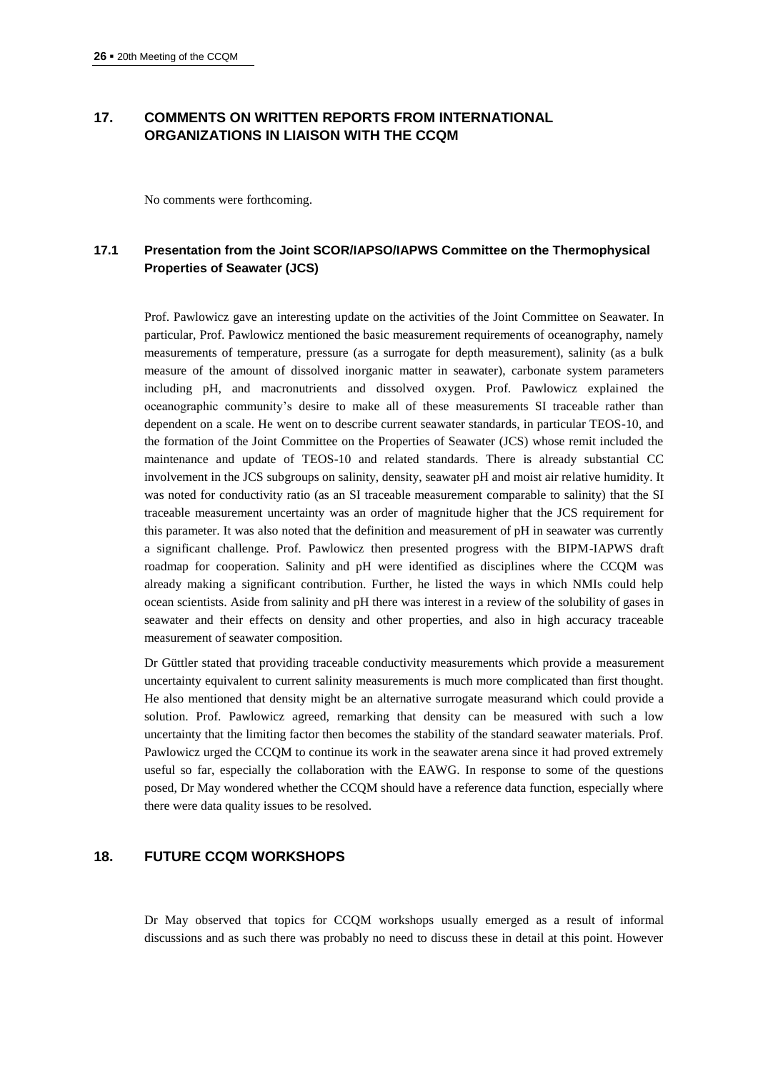## 17. COMMENTS ON WRITTEN REPORTS FROM INTERNATIONAL ORGANIZATIONS IN LIAISON WITH THE CCQM

No comments were forthcoming.

### 17.1 Presentation from the Joint SCOR/IAPSO/IAPWS Committee on the Thermophysical Properties of Seawater (JCS)

Prof. Pawlowicz gave an interesting update on the activities of the Joint Committee on Seawater. In particular, Prof. Pawlowicz mentioned the basic measurement requirements of oceanography, namely measurements of temperature, pressure (as a surrogate for depth measurement), salinity (as a bulk measure of the amount of dissolved inorganic matter in seawater), carbonate system parameters including pH, and macronutrients and dissolved oxygen. Prof. Pawlowicz explained the oceanographic community's desire to make all of these measurements SI traceable rather than dependent on a scale. He went on to describe current seawater standards, in particular TEOS-10, and the formation of the Joint Committee on the Properties of Seawater (JCS) whose remit included the maintenance and update of TEOS-10 and related standards. There is already substantial CC involvement in the JCS subgroups on salinity, density, seawater pH and moist air relative humidity. It was noted for conductivity ratio (as an SI traceable measurement comparable to salinity) that the SI traceable measurement uncertainty was an order of magnitude higher that the JCS requirement for this parameter. It was also noted that the definition and measurement of pH in seawater was currently a significant challenge. Prof. Pawlowicz then presented progress with the BIPM-IAPWS draft roadmap for cooperation. Salinity and pH were identified as disciplines where the CCQM was already making a significant contribution. Further, he listed the ways in which NMIs could help ocean scientists. Aside from salinity and pH there was interest in a review of the solubility of gases in seawater and their effects on density and other properties, and also in high accuracy traceable measurement of seawater composition.

Dr Güttler stated that providing traceable conductivity measurements which provide a measurement uncertainty equivalent to current salinity measurements is much more complicated than first thought. He also mentioned that density might be an alternative surrogate measurand which could provide a solution. Prof. Pawlowicz agreed, remarking that density can be measured with such a low uncertainty that the limiting factor then becomes the stability of the standard seawater materials. Prof. Pawlowicz urged the CCQM to continue its work in the seawater arena since it had proved extremely useful so far, especially the collaboration with the EAWG. In response to some of the questions posed, Dr May wondered whether the CCQM should have a reference data function, especially where there were data quality issues to be resolved.

## 18. FUTURE CCQM WORKSHOPS

Dr May observed that topics for CCQM workshops usually emerged as a result of informal discussions and as such there was probably no need to discuss these in detail at this point. However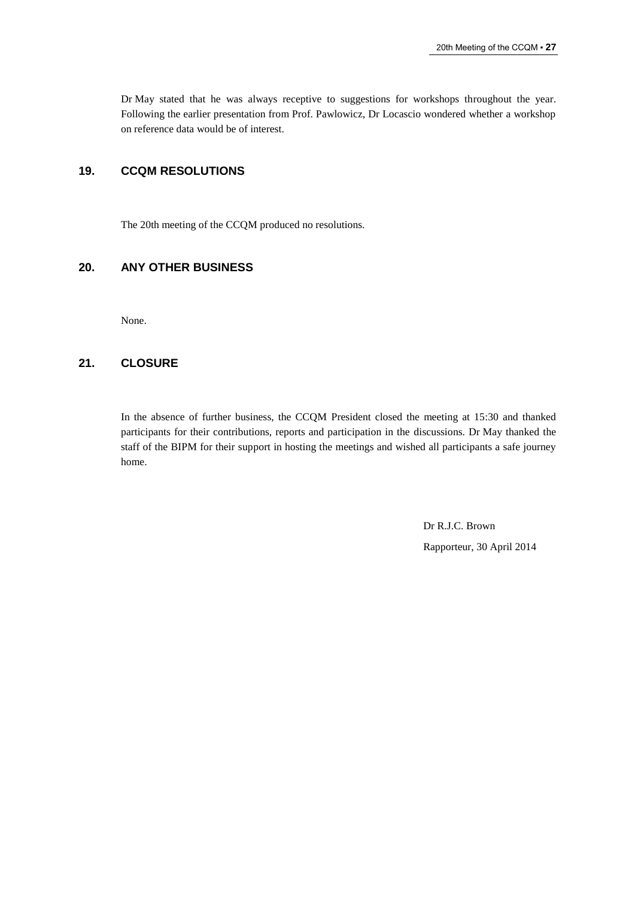Dr May stated that he was always receptive to suggestions for workshops throughout the year. Following the earlier presentation from Prof. Pawlowicz, Dr Locascio wondered whether a workshop on reference data would be of interest.

## 19. CCQM RESOLUTIONS

The 20th meeting of the CCQM produced no resolutions.

## 20. ANY OTHER BUSINESS

None.

## 21. CLOSURE

In the absence of further business, the CCQM President closed the meeting at 15:30 and thanked participants for their contributions, reports and participation in the discussions. Dr May thanked the staff of the BIPM for their support in hosting the meetings and wished all participants a safe journey home.

Dr R.J.C. Brown

Rapporteur, 30 April 2014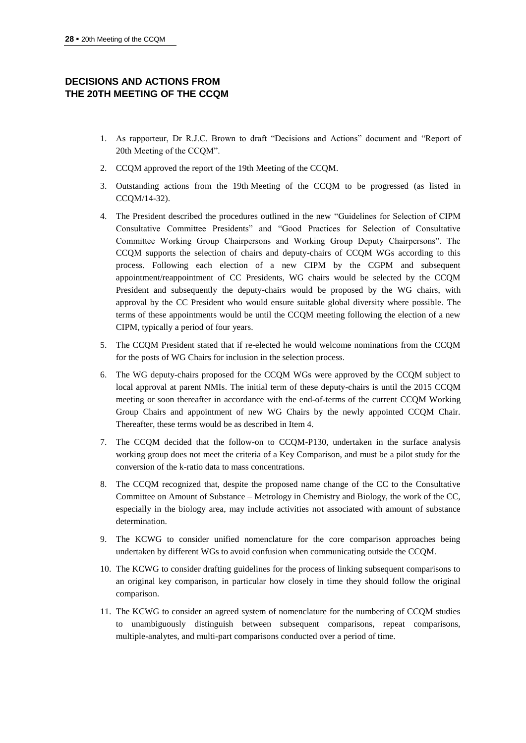## DECISIONS AND ACTIONS FROM THE 20TH MEETING OF THE CCQM

1. As rapporteur, Dr R.J.C. Brown to draft "Decisions and Actions" document and "Report of 20th Meeting of the CCQM".
2. CCQM approved the report of the 19th Meeting of the CCQM.
3. Outstanding actions from the 19th Meeting of the CCQM to be progressed (as listed in CCQM/14-32).
4. The President described the procedures outlined in the new "Guidelines for Selection of CIPM Consultative Committee Presidents" and "Good Practices for Selection of Consultative Committee Working Group Chairpersons and Working Group Deputy Chairpersons". The CCQM supports the selection of chairs and deputy-chairs of CCQM WGs according to this process. Following each election of a new CIPM by the CGPM and subsequent appointment/reappointment of CC Presidents, WG chairs would be selected by the CCQM President and subsequently the deputy-chairs would be proposed by the WG chairs, with approval by the CC President who would ensure suitable global diversity where possible. The terms of these appointments would be until the CCQM meeting following the election of a new CIPM, typically a period of four years.
5. The CCQM President stated that if re-elected he would welcome nominations from the CCQM for the posts of WG Chairs for inclusion in the selection process.
6. The WG deputy-chairs proposed for the CCQM WGs were approved by the CCQM subject to local approval at parent NMIs. The initial term of these deputy-chairs is until the 2015 CCQM meeting or soon thereafter in accordance with the end-of-terms of the current CCQM Working Group Chairs and appointment of new WG Chairs by the newly appointed CCQM Chair. Thereafter, these terms would be as described in Item 4.
7. The CCQM decided that the follow-on to CCQM-P130, undertaken in the surface analysis working group does not meet the criteria of a Key Comparison, and must be a pilot study for the conversion of the k-ratio data to mass concentrations.
8. The CCQM recognized that, despite the proposed name change of the CC to the Consultative Committee on Amount of Substance – Metrology in Chemistry and Biology, the work of the CC, especially in the biology area, may include activities not associated with amount of substance determination.
9. The KCWG to consider unified nomenclature for the core comparison approaches being undertaken by different WGs to avoid confusion when communicating outside the CCQM.
10. The KCWG to consider drafting guidelines for the process of linking subsequent comparisons to an original key comparison, in particular how closely in time they should follow the original comparison.
11. The KCWG to consider an agreed system of nomenclature for the numbering of CCQM studies to unambiguously distinguish between subsequent comparisons, repeat comparisons, multiple-analytes, and multi-part comparisons conducted over a period of time.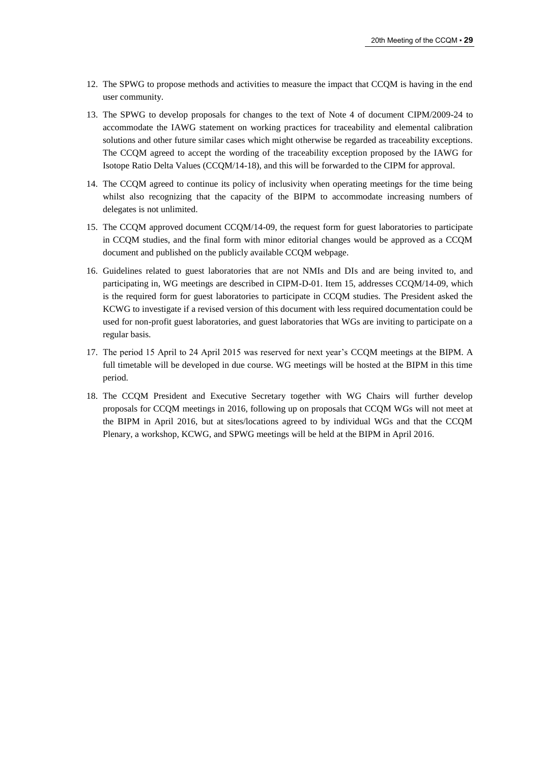12. The SPWG to propose methods and activities to measure the impact that CCQM is having in the end user community.

13. The SPWG to develop proposals for changes to the text of Note 4 of document CIPM/2009-24 to accommodate the IAWG statement on working practices for traceability and elemental calibration solutions and other future similar cases which might otherwise be regarded as traceability exceptions. The CCQM agreed to accept the wording of the traceability exception proposed by the IAWG for Isotope Ratio Delta Values (CCQM/14-18), and this will be forwarded to the CIPM for approval.

14. The CCQM agreed to continue its policy of inclusivity when operating meetings for the time being whilst also recognizing that the capacity of the BIPM to accommodate increasing numbers of delegates is not unlimited.

15. The CCQM approved document CCQM/14-09, the request form for guest laboratories to participate in CCQM studies, and the final form with minor editorial changes would be approved as a CCQM document and published on the publicly available CCQM webpage.

16. Guidelines related to guest laboratories that are not NMIs and DIs and are being invited to, and participating in, WG meetings are described in CIPM-D-01. Item 15, addresses CCQM/14-09, which is the required form for guest laboratories to participate in CCQM studies. The President asked the KCWG to investigate if a revised version of this document with less required documentation could be used for non-profit guest laboratories, and guest laboratories that WGs are inviting to participate on a regular basis.

17. The period 15 April to 24 April 2015 was reserved for next year's CCQM meetings at the BIPM. A full timetable will be developed in due course. WG meetings will be hosted at the BIPM in this time period.

18. The CCQM President and Executive Secretary together with WG Chairs will further develop proposals for CCQM meetings in 2016, following up on proposals that CCQM WGs will not meet at the BIPM in April 2016, but at sites/locations agreed to by individual WGs and that the CCQM Plenary, a workshop, KCWG, and SPWG meetings will be held at the BIPM in April 2016.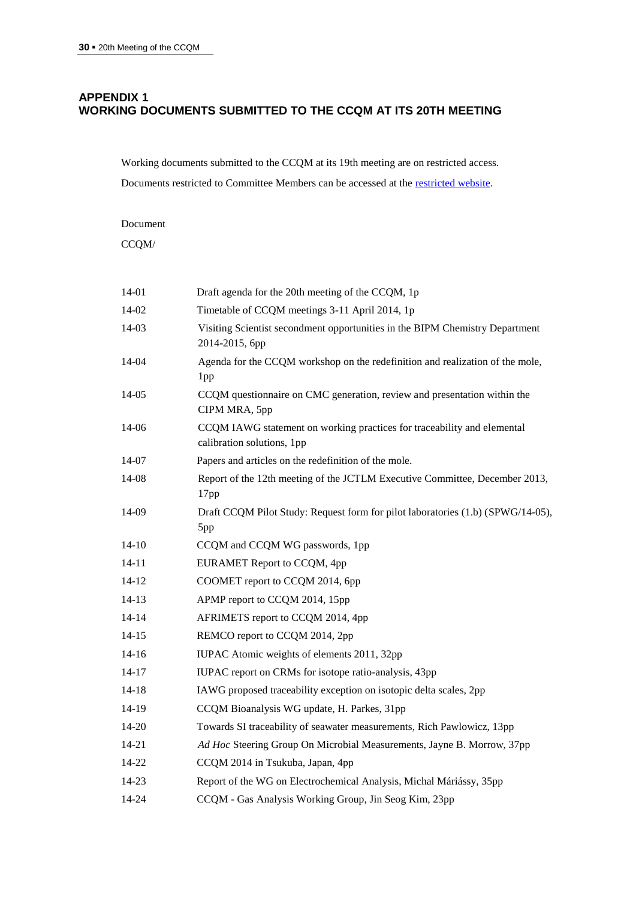## APPENDIX 1
## WORKING DOCUMENTS SUBMITTED TO THE CCQM AT ITS 20TH MEETING

Working documents submitted to the CCQM at its 19th meeting are on restricted access.

Documents restricted to Committee Members can be accessed at the restricted website.

Document
CCQM/

| | |
|---|---|
| 14-01 | Draft agenda for the 20th meeting of the CCQM, 1p |
| 14-02 | Timetable of CCQM meetings 3-11 April 2014, 1p |
| 14-03 | Visiting Scientist secondment opportunities in the BIPM Chemistry Department 2014-2015, 6pp |
| 14-04 | Agenda for the CCQM workshop on the redefinition and realization of the mole, 1pp |
| 14-05 | CCQM questionnaire on CMC generation, review and presentation within the CIPM MRA, 5pp |
| 14-06 | CCQM IAWG statement on working practices for traceability and elemental calibration solutions, 1pp |
| 14-07 | Papers and articles on the redefinition of the mole. |
| 14-08 | Report of the 12th meeting of the JCTLM Executive Committee, December 2013, 17pp |
| 14-09 | Draft CCQM Pilot Study: Request form for pilot laboratories (1.b) (SPWG/14-05), 5pp |
| 14-10 | CCQM and CCQM WG passwords, 1pp |
| 14-11 | EURAMET Report to CCQM, 4pp |
| 14-12 | COOMET report to CCQM 2014, 6pp |
| 14-13 | APMP report to CCQM 2014, 15pp |
| 14-14 | AFRIMETS report to CCQM 2014, 4pp |
| 14-15 | REMCO report to CCQM 2014, 2pp |
| 14-16 | IUPAC Atomic weights of elements 2011, 32pp |
| 14-17 | IUPAC report on CRMs for isotope ratio-analysis, 43pp |
| 14-18 | IAWG proposed traceability exception on isotopic delta scales, 2pp |
| 14-19 | CCQM Bioanalysis WG update, H. Parkes, 31pp |
| 14-20 | Towards SI traceability of seawater measurements, Rich Pawlowicz, 13pp |
| 14-21 | *Ad Hoc* Steering Group On Microbial Measurements, Jayne B. Morrow, 37pp |
| 14-22 | CCQM 2014 in Tsukuba, Japan, 4pp |
| 14-23 | Report of the WG on Electrochemical Analysis, Michal Máriássy, 35pp |
| 14-24 | CCQM - Gas Analysis Working Group, Jin Seog Kim, 23pp |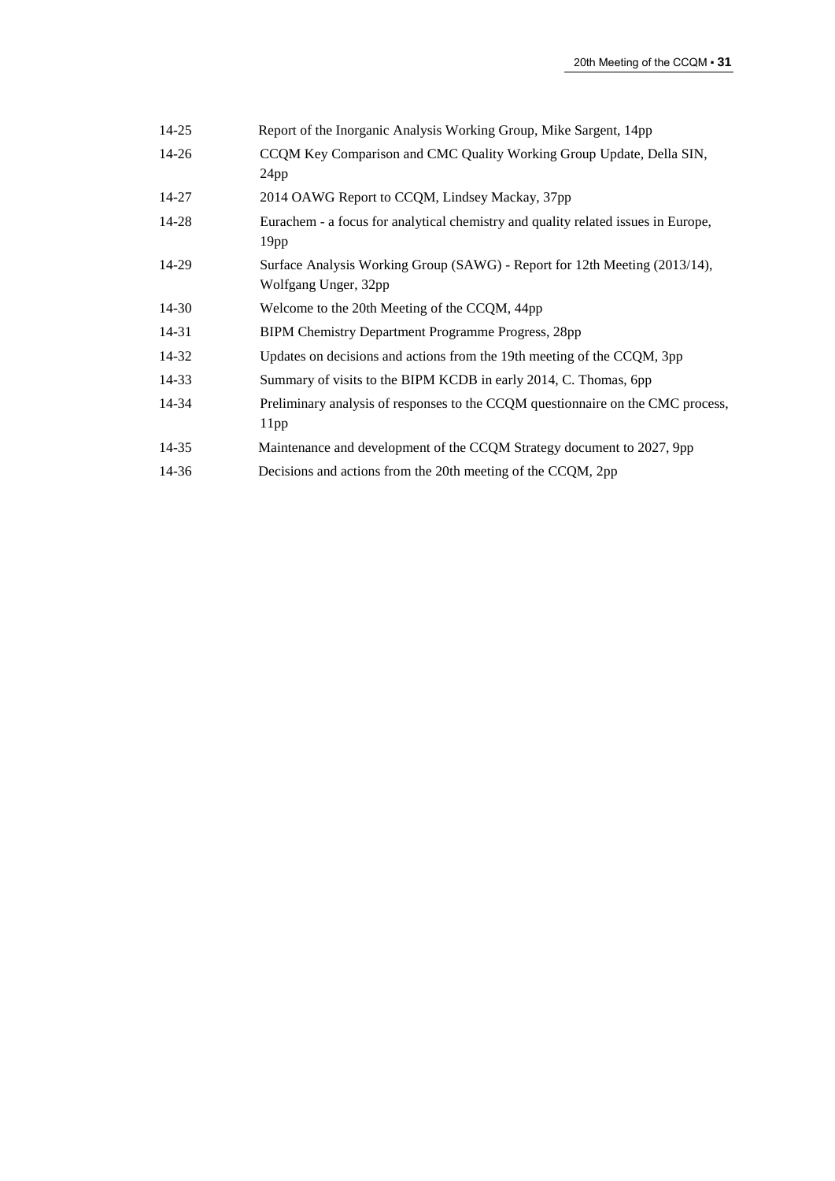| | |
|---|---|
| 14-25 | Report of the Inorganic Analysis Working Group, Mike Sargent, 14pp |
| 14-26 | CCQM Key Comparison and CMC Quality Working Group Update, Della SIN, 24pp |
| 14-27 | 2014 OAWG Report to CCQM, Lindsey Mackay, 37pp |
| 14-28 | Eurachem - a focus for analytical chemistry and quality related issues in Europe, 19pp |
| 14-29 | Surface Analysis Working Group (SAWG) - Report for 12th Meeting (2013/14), Wolfgang Unger, 32pp |
| 14-30 | Welcome to the 20th Meeting of the CCQM, 44pp |
| 14-31 | BIPM Chemistry Department Programme Progress, 28pp |
| 14-32 | Updates on decisions and actions from the 19th meeting of the CCQM, 3pp |
| 14-33 | Summary of visits to the BIPM KCDB in early 2014, C. Thomas, 6pp |
| 14-34 | Preliminary analysis of responses to the CCQM questionnaire on the CMC process, 11pp |
| 14-35 | Maintenance and development of the CCQM Strategy document to 2027, 9pp |
| 14-36 | Decisions and actions from the 20th meeting of the CCQM, 2pp |